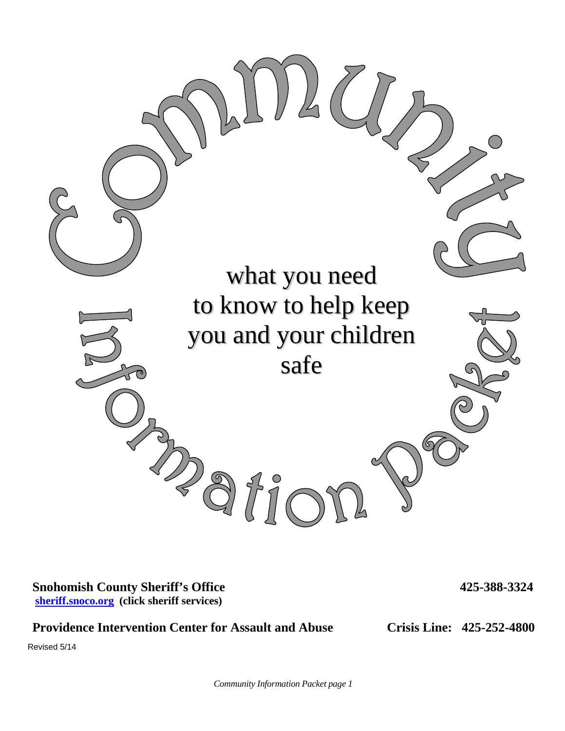# Community Information Packet

what you need to know to help keep you and your children safe

**Snohomish County Sheriff's Office** **425-388-3324**
**[sheriff.snoco.org](sheriff.snoco.org) (click sheriff services)**

**Providence Intervention Center for Assault and Abuse** **Crisis Line: 425-252-4800**

Revised 5/14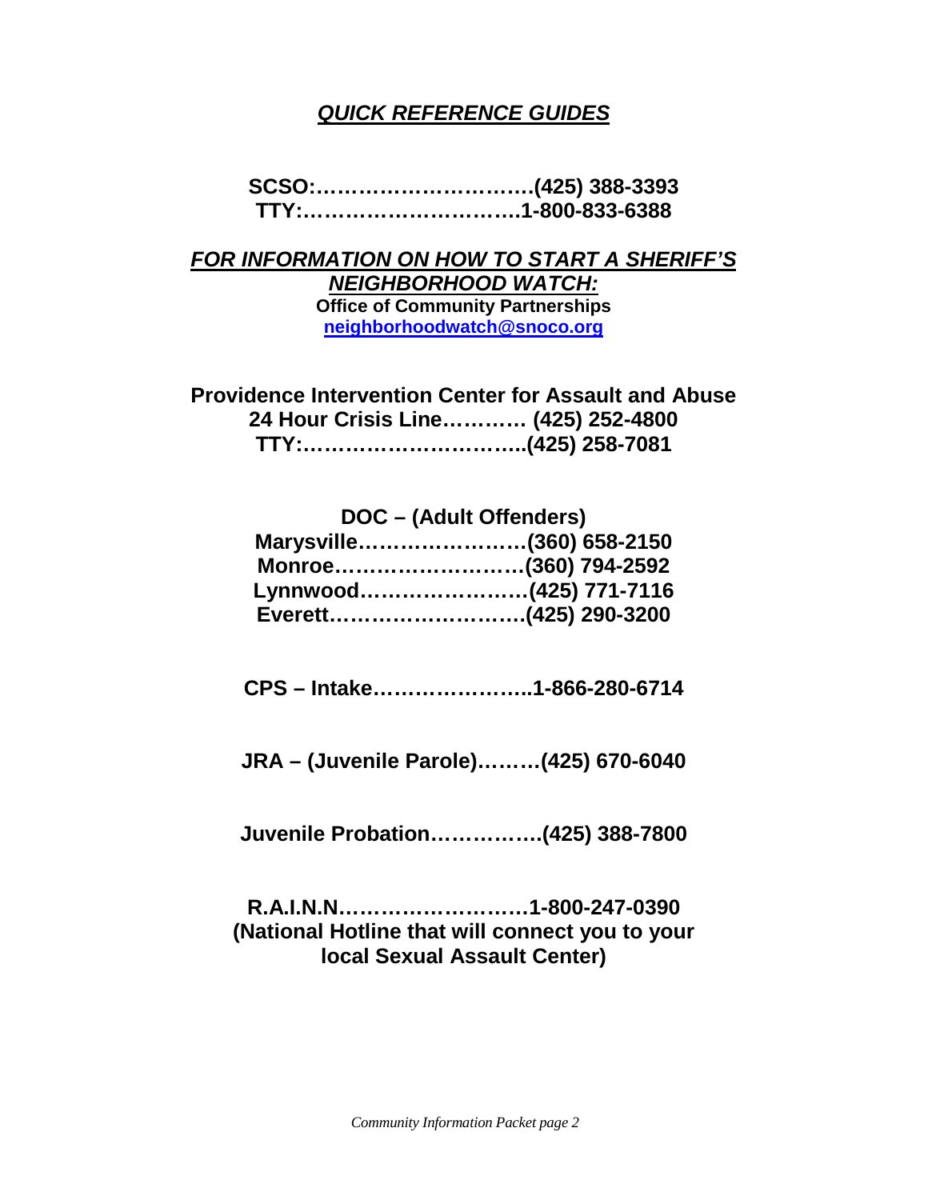# ***QUICK REFERENCE GUIDES***

**SCSO:…………………………(425) 388-3393**
**TTY:…………………………1-800-833-6388**

***FOR INFORMATION ON HOW TO START A SHERIFF'S NEIGHBORHOOD WATCH:***

**Office of Community Partnerships**
**neighborhoodwatch@snoco.org**

**Providence Intervention Center for Assault and Abuse**
**24 Hour Crisis Line………… (425) 252-4800**
**TTY:…………………………..(425) 258-7081**

**DOC – (Adult Offenders)**
**Marysville……………………(360) 658-2150**
**Monroe………………………(360) 794-2592**
**Lynnwood……………………(425) 771-7116**
**Everett………………………(425) 290-3200**

**CPS – Intake…………………..1-866-280-6714**

**JRA – (Juvenile Parole)………(425) 670-6040**

**Juvenile Probation…………….(425) 388-7800**

**R.A.I.N.N………………………1-800-247-0390**
**(National Hotline that will connect you to your local Sexual Assault Center)**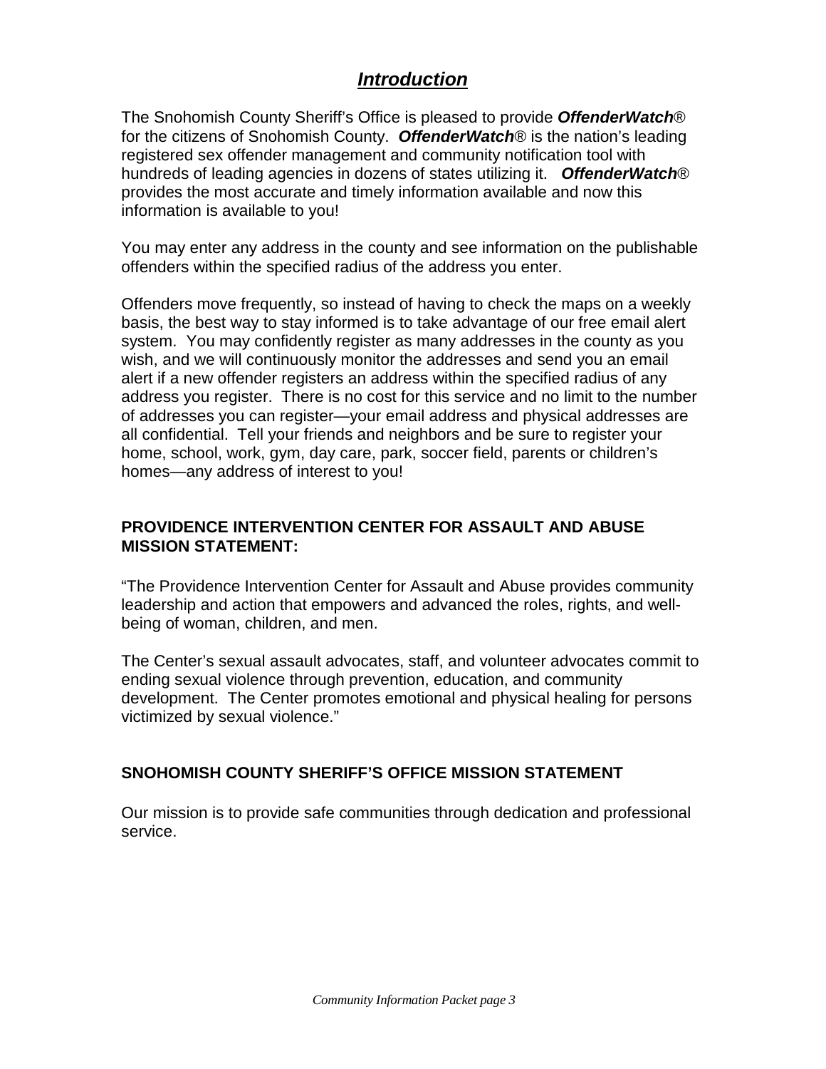# ***Introduction***

The Snohomish County Sheriff's Office is pleased to provide ***OffenderWatch***® for the citizens of Snohomish County. ***OffenderWatch***® is the nation's leading registered sex offender management and community notification tool with hundreds of leading agencies in dozens of states utilizing it. ***OffenderWatch***® provides the most accurate and timely information available and now this information is available to you!

You may enter any address in the county and see information on the publishable offenders within the specified radius of the address you enter.

Offenders move frequently, so instead of having to check the maps on a weekly basis, the best way to stay informed is to take advantage of our free email alert system. You may confidently register as many addresses in the county as you wish, and we will continuously monitor the addresses and send you an email alert if a new offender registers an address within the specified radius of any address you register. There is no cost for this service and no limit to the number of addresses you can register—your email address and physical addresses are all confidential. Tell your friends and neighbors and be sure to register your home, school, work, gym, day care, park, soccer field, parents or children's homes—any address of interest to you!

## PROVIDENCE INTERVENTION CENTER FOR ASSAULT AND ABUSE MISSION STATEMENT:

"The Providence Intervention Center for Assault and Abuse provides community leadership and action that empowers and advanced the roles, rights, and well-being of woman, children, and men.

The Center's sexual assault advocates, staff, and volunteer advocates commit to ending sexual violence through prevention, education, and community development. The Center promotes emotional and physical healing for persons victimized by sexual violence."

## SNOHOMISH COUNTY SHERIFF'S OFFICE MISSION STATEMENT

Our mission is to provide safe communities through dedication and professional service.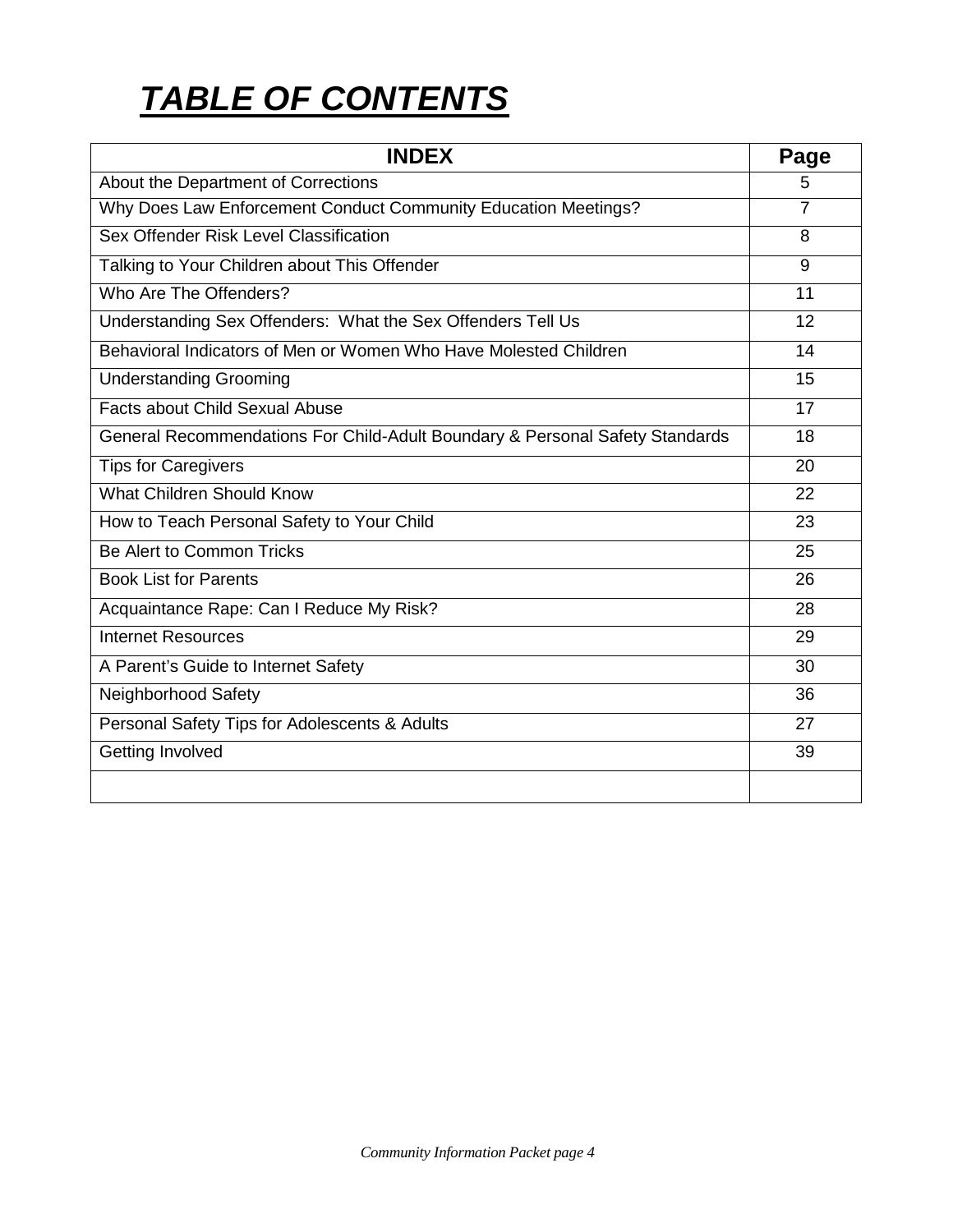# ***TABLE OF CONTENTS***

| INDEX | Page |
|---|---|
| About the Department of Corrections | 5 |
| Why Does Law Enforcement Conduct Community Education Meetings? | 7 |
| Sex Offender Risk Level Classification | 8 |
| Talking to Your Children about This Offender | 9 |
| Who Are The Offenders? | 11 |
| Understanding Sex Offenders:  What the Sex Offenders Tell Us | 12 |
| Behavioral Indicators of Men or Women Who Have Molested Children | 14 |
| Understanding Grooming | 15 |
| Facts about Child Sexual Abuse | 17 |
| General Recommendations For Child-Adult Boundary & Personal Safety Standards | 18 |
| Tips for Caregivers | 20 |
| What Children Should Know | 22 |
| How to Teach Personal Safety to Your Child | 23 |
| Be Alert to Common Tricks | 25 |
| Book List for Parents | 26 |
| Acquaintance Rape: Can I Reduce My Risk? | 28 |
| Internet Resources | 29 |
| A Parent's Guide to Internet Safety | 30 |
| Neighborhood Safety | 36 |
| Personal Safety Tips for Adolescents & Adults | 27 |
| Getting Involved | 39 |
| | |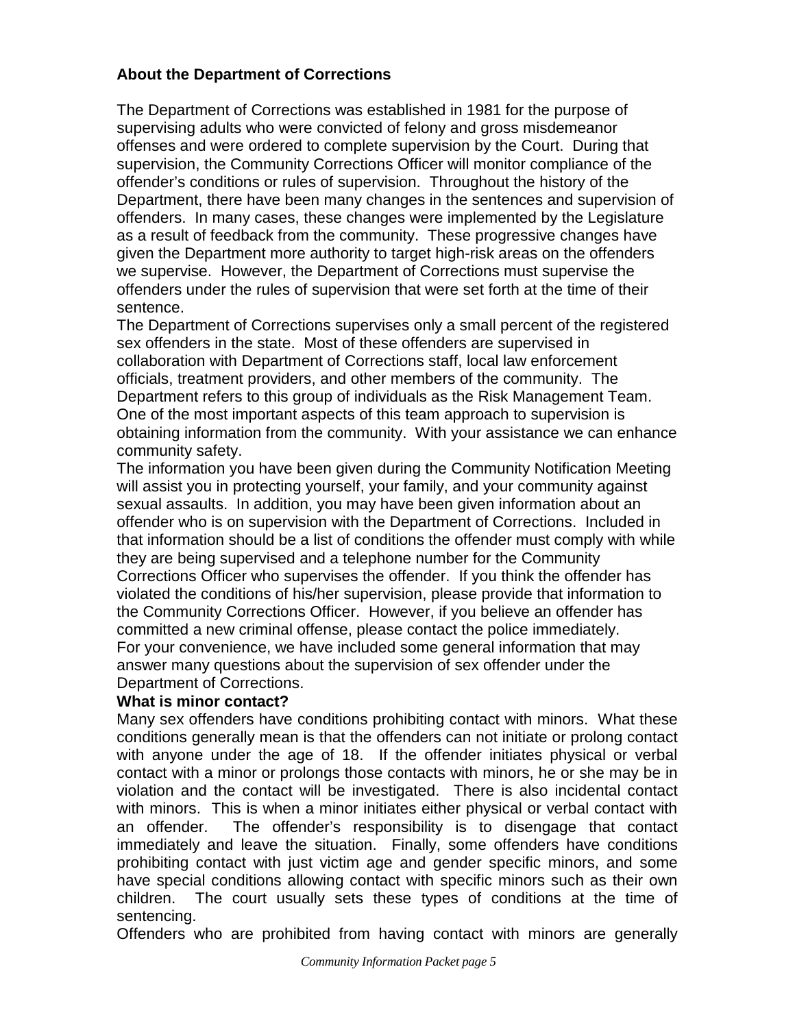**About the Department of Corrections**

The Department of Corrections was established in 1981 for the purpose of supervising adults who were convicted of felony and gross misdemeanor offenses and were ordered to complete supervision by the Court. During that supervision, the Community Corrections Officer will monitor compliance of the offender's conditions or rules of supervision. Throughout the history of the Department, there have been many changes in the sentences and supervision of offenders. In many cases, these changes were implemented by the Legislature as a result of feedback from the community. These progressive changes have given the Department more authority to target high-risk areas on the offenders we supervise. However, the Department of Corrections must supervise the offenders under the rules of supervision that were set forth at the time of their sentence.

The Department of Corrections supervises only a small percent of the registered sex offenders in the state. Most of these offenders are supervised in collaboration with Department of Corrections staff, local law enforcement officials, treatment providers, and other members of the community. The Department refers to this group of individuals as the Risk Management Team. One of the most important aspects of this team approach to supervision is obtaining information from the community. With your assistance we can enhance community safety.

The information you have been given during the Community Notification Meeting will assist you in protecting yourself, your family, and your community against sexual assaults. In addition, you may have been given information about an offender who is on supervision with the Department of Corrections. Included in that information should be a list of conditions the offender must comply with while they are being supervised and a telephone number for the Community Corrections Officer who supervises the offender. If you think the offender has violated the conditions of his/her supervision, please provide that information to the Community Corrections Officer. However, if you believe an offender has committed a new criminal offense, please contact the police immediately.

For your convenience, we have included some general information that may answer many questions about the supervision of sex offender under the Department of Corrections.

**What is minor contact?**

Many sex offenders have conditions prohibiting contact with minors. What these conditions generally mean is that the offenders can not initiate or prolong contact with anyone under the age of 18. If the offender initiates physical or verbal contact with a minor or prolongs those contacts with minors, he or she may be in violation and the contact will be investigated. There is also incidental contact with minors. This is when a minor initiates either physical or verbal contact with an offender. The offender's responsibility is to disengage that contact immediately and leave the situation. Finally, some offenders have conditions prohibiting contact with just victim age and gender specific minors, and some have special conditions allowing contact with specific minors such as their own children. The court usually sets these types of conditions at the time of sentencing.

Offenders who are prohibited from having contact with minors are generally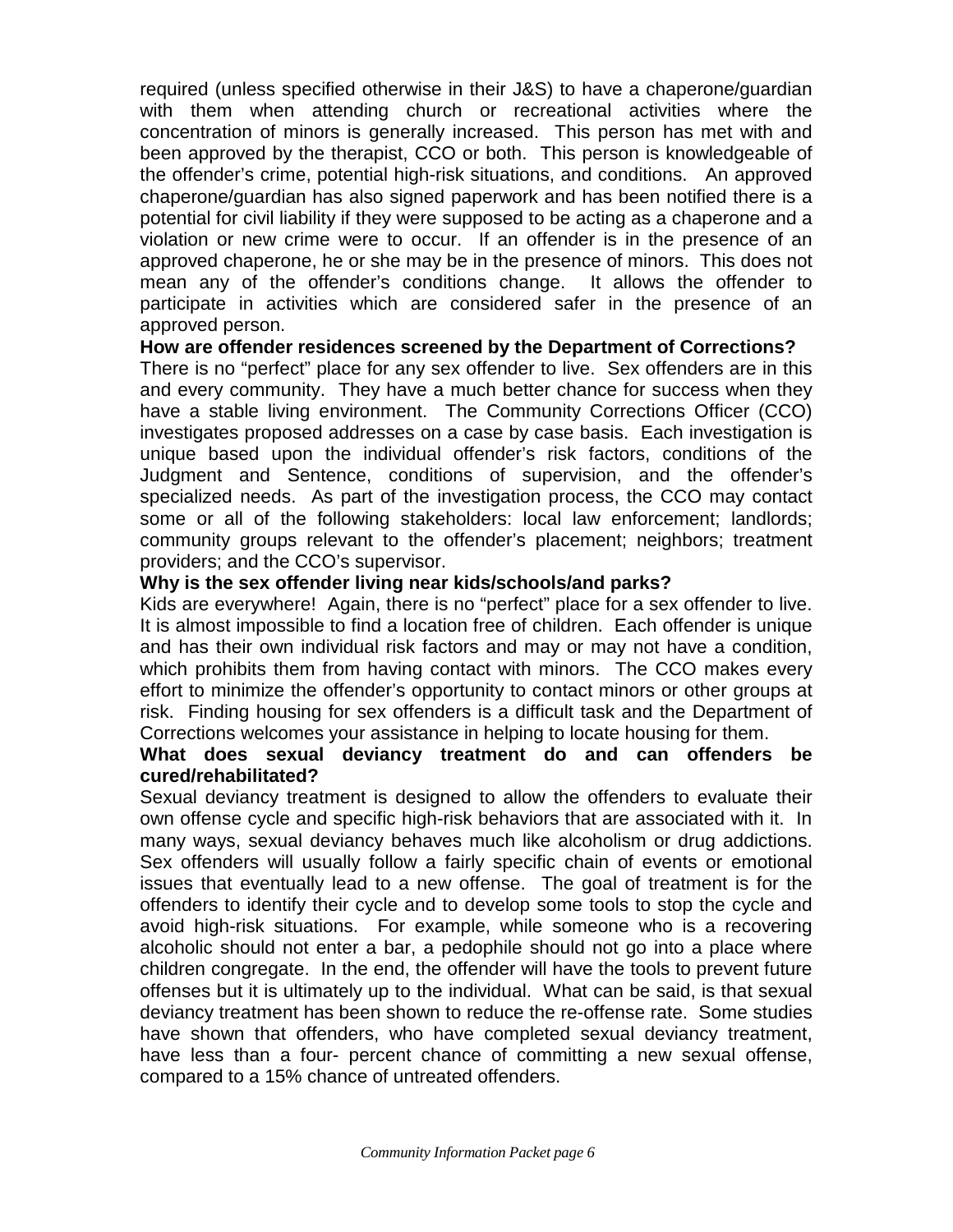required (unless specified otherwise in their J&S) to have a chaperone/guardian with them when attending church or recreational activities where the concentration of minors is generally increased. This person has met with and been approved by the therapist, CCO or both. This person is knowledgeable of the offender's crime, potential high-risk situations, and conditions. An approved chaperone/guardian has also signed paperwork and has been notified there is a potential for civil liability if they were supposed to be acting as a chaperone and a violation or new crime were to occur. If an offender is in the presence of an approved chaperone, he or she may be in the presence of minors. This does not mean any of the offender's conditions change. It allows the offender to participate in activities which are considered safer in the presence of an approved person.

**How are offender residences screened by the Department of Corrections?**

There is no "perfect" place for any sex offender to live. Sex offenders are in this and every community. They have a much better chance for success when they have a stable living environment. The Community Corrections Officer (CCO) investigates proposed addresses on a case by case basis. Each investigation is unique based upon the individual offender's risk factors, conditions of the Judgment and Sentence, conditions of supervision, and the offender's specialized needs. As part of the investigation process, the CCO may contact some or all of the following stakeholders: local law enforcement; landlords; community groups relevant to the offender's placement; neighbors; treatment providers; and the CCO's supervisor.

**Why is the sex offender living near kids/schools/and parks?**

Kids are everywhere! Again, there is no "perfect" place for a sex offender to live. It is almost impossible to find a location free of children. Each offender is unique and has their own individual risk factors and may or may not have a condition, which prohibits them from having contact with minors. The CCO makes every effort to minimize the offender's opportunity to contact minors or other groups at risk. Finding housing for sex offenders is a difficult task and the Department of Corrections welcomes your assistance in helping to locate housing for them.

**What does sexual deviancy treatment do and can offenders be cured/rehabilitated?**

Sexual deviancy treatment is designed to allow the offenders to evaluate their own offense cycle and specific high-risk behaviors that are associated with it. In many ways, sexual deviancy behaves much like alcoholism or drug addictions. Sex offenders will usually follow a fairly specific chain of events or emotional issues that eventually lead to a new offense. The goal of treatment is for the offenders to identify their cycle and to develop some tools to stop the cycle and avoid high-risk situations. For example, while someone who is a recovering alcoholic should not enter a bar, a pedophile should not go into a place where children congregate. In the end, the offender will have the tools to prevent future offenses but it is ultimately up to the individual. What can be said, is that sexual deviancy treatment has been shown to reduce the re-offense rate. Some studies have shown that offenders, who have completed sexual deviancy treatment, have less than a four- percent chance of committing a new sexual offense, compared to a 15% chance of untreated offenders.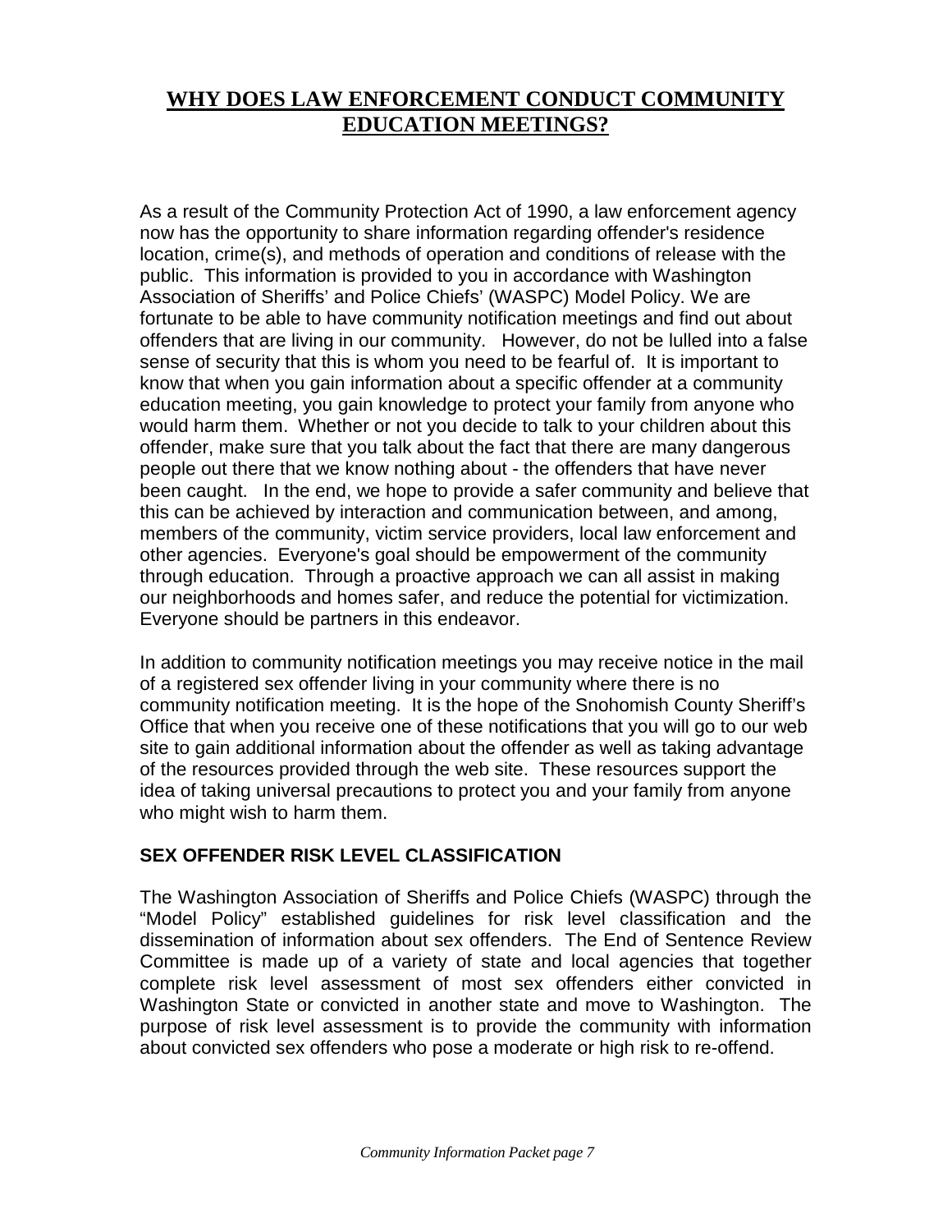## **WHY DOES LAW ENFORCEMENT CONDUCT COMMUNITY EDUCATION MEETINGS?**

As a result of the Community Protection Act of 1990, a law enforcement agency now has the opportunity to share information regarding offender's residence location, crime(s), and methods of operation and conditions of release with the public. This information is provided to you in accordance with Washington Association of Sheriffs' and Police Chiefs' (WASPC) Model Policy. We are fortunate to be able to have community notification meetings and find out about offenders that are living in our community. However, do not be lulled into a false sense of security that this is whom you need to be fearful of. It is important to know that when you gain information about a specific offender at a community education meeting, you gain knowledge to protect your family from anyone who would harm them. Whether or not you decide to talk to your children about this offender, make sure that you talk about the fact that there are many dangerous people out there that we know nothing about - the offenders that have never been caught. In the end, we hope to provide a safer community and believe that this can be achieved by interaction and communication between, and among, members of the community, victim service providers, local law enforcement and other agencies. Everyone's goal should be empowerment of the community through education. Through a proactive approach we can all assist in making our neighborhoods and homes safer, and reduce the potential for victimization. Everyone should be partners in this endeavor.

In addition to community notification meetings you may receive notice in the mail of a registered sex offender living in your community where there is no community notification meeting. It is the hope of the Snohomish County Sheriff's Office that when you receive one of these notifications that you will go to our web site to gain additional information about the offender as well as taking advantage of the resources provided through the web site. These resources support the idea of taking universal precautions to protect you and your family from anyone who might wish to harm them.

### **SEX OFFENDER RISK LEVEL CLASSIFICATION**

The Washington Association of Sheriffs and Police Chiefs (WASPC) through the "Model Policy" established guidelines for risk level classification and the dissemination of information about sex offenders. The End of Sentence Review Committee is made up of a variety of state and local agencies that together complete risk level assessment of most sex offenders either convicted in Washington State or convicted in another state and move to Washington. The purpose of risk level assessment is to provide the community with information about convicted sex offenders who pose a moderate or high risk to re-offend.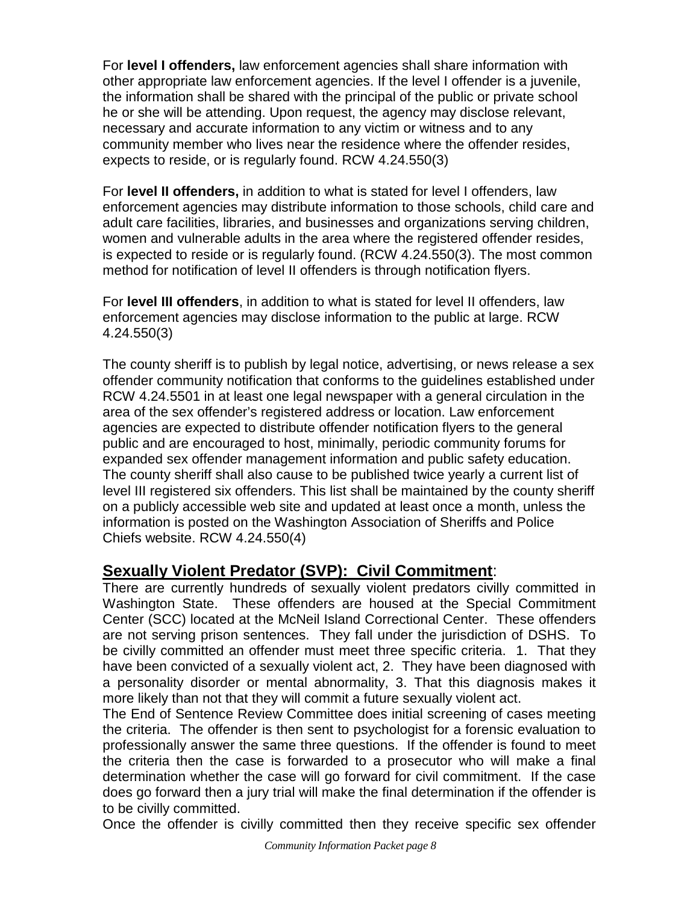For **level I offenders,** law enforcement agencies shall share information with other appropriate law enforcement agencies. If the level I offender is a juvenile, the information shall be shared with the principal of the public or private school he or she will be attending. Upon request, the agency may disclose relevant, necessary and accurate information to any victim or witness and to any community member who lives near the residence where the offender resides, expects to reside, or is regularly found. RCW 4.24.550(3)

For **level II offenders,** in addition to what is stated for level I offenders, law enforcement agencies may distribute information to those schools, child care and adult care facilities, libraries, and businesses and organizations serving children, women and vulnerable adults in the area where the registered offender resides, is expected to reside or is regularly found. (RCW 4.24.550(3). The most common method for notification of level II offenders is through notification flyers.

For **level III offenders**, in addition to what is stated for level II offenders, law enforcement agencies may disclose information to the public at large. RCW 4.24.550(3)

The county sheriff is to publish by legal notice, advertising, or news release a sex offender community notification that conforms to the guidelines established under RCW 4.24.5501 in at least one legal newspaper with a general circulation in the area of the sex offender's registered address or location. Law enforcement agencies are expected to distribute offender notification flyers to the general public and are encouraged to host, minimally, periodic community forums for expanded sex offender management information and public safety education. The county sheriff shall also cause to be published twice yearly a current list of level III registered six offenders. This list shall be maintained by the county sheriff on a publicly accessible web site and updated at least once a month, unless the information is posted on the Washington Association of Sheriffs and Police Chiefs website. RCW 4.24.550(4)

## **Sexually Violent Predator (SVP): Civil Commitment**:

There are currently hundreds of sexually violent predators civilly committed in Washington State. These offenders are housed at the Special Commitment Center (SCC) located at the McNeil Island Correctional Center. These offenders are not serving prison sentences. They fall under the jurisdiction of DSHS. To be civilly committed an offender must meet three specific criteria. 1. That they have been convicted of a sexually violent act, 2. They have been diagnosed with a personality disorder or mental abnormality, 3. That this diagnosis makes it more likely than not that they will commit a future sexually violent act.

The End of Sentence Review Committee does initial screening of cases meeting the criteria. The offender is then sent to psychologist for a forensic evaluation to professionally answer the same three questions. If the offender is found to meet the criteria then the case is forwarded to a prosecutor who will make a final determination whether the case will go forward for civil commitment. If the case does go forward then a jury trial will make the final determination if the offender is to be civilly committed.

Once the offender is civilly committed then they receive specific sex offender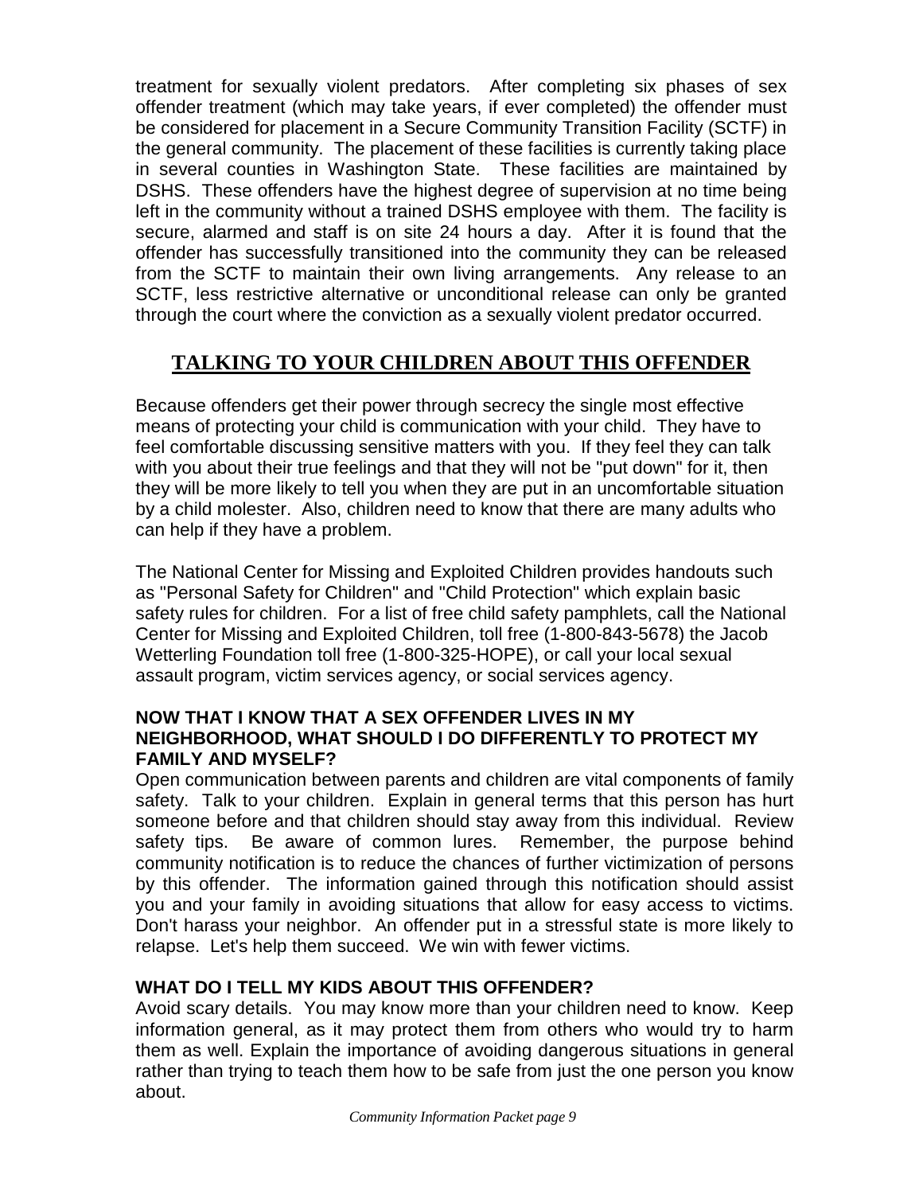treatment for sexually violent predators. After completing six phases of sex offender treatment (which may take years, if ever completed) the offender must be considered for placement in a Secure Community Transition Facility (SCTF) in the general community. The placement of these facilities is currently taking place in several counties in Washington State. These facilities are maintained by DSHS. These offenders have the highest degree of supervision at no time being left in the community without a trained DSHS employee with them. The facility is secure, alarmed and staff is on site 24 hours a day. After it is found that the offender has successfully transitioned into the community they can be released from the SCTF to maintain their own living arrangements. Any release to an SCTF, less restrictive alternative or unconditional release can only be granted through the court where the conviction as a sexually violent predator occurred.

## TALKING TO YOUR CHILDREN ABOUT THIS OFFENDER

Because offenders get their power through secrecy the single most effective means of protecting your child is communication with your child. They have to feel comfortable discussing sensitive matters with you. If they feel they can talk with you about their true feelings and that they will not be "put down" for it, then they will be more likely to tell you when they are put in an uncomfortable situation by a child molester. Also, children need to know that there are many adults who can help if they have a problem.

The National Center for Missing and Exploited Children provides handouts such as "Personal Safety for Children" and "Child Protection" which explain basic safety rules for children. For a list of free child safety pamphlets, call the National Center for Missing and Exploited Children, toll free (1-800-843-5678) the Jacob Wetterling Foundation toll free (1-800-325-HOPE), or call your local sexual assault program, victim services agency, or social services agency.

**NOW THAT I KNOW THAT A SEX OFFENDER LIVES IN MY NEIGHBORHOOD, WHAT SHOULD I DO DIFFERENTLY TO PROTECT MY FAMILY AND MYSELF?**

Open communication between parents and children are vital components of family safety. Talk to your children. Explain in general terms that this person has hurt someone before and that children should stay away from this individual. Review safety tips. Be aware of common lures. Remember, the purpose behind community notification is to reduce the chances of further victimization of persons by this offender. The information gained through this notification should assist you and your family in avoiding situations that allow for easy access to victims. Don't harass your neighbor. An offender put in a stressful state is more likely to relapse. Let's help them succeed. We win with fewer victims.

**WHAT DO I TELL MY KIDS ABOUT THIS OFFENDER?**

Avoid scary details. You may know more than your children need to know. Keep information general, as it may protect them from others who would try to harm them as well. Explain the importance of avoiding dangerous situations in general rather than trying to teach them how to be safe from just the one person you know about.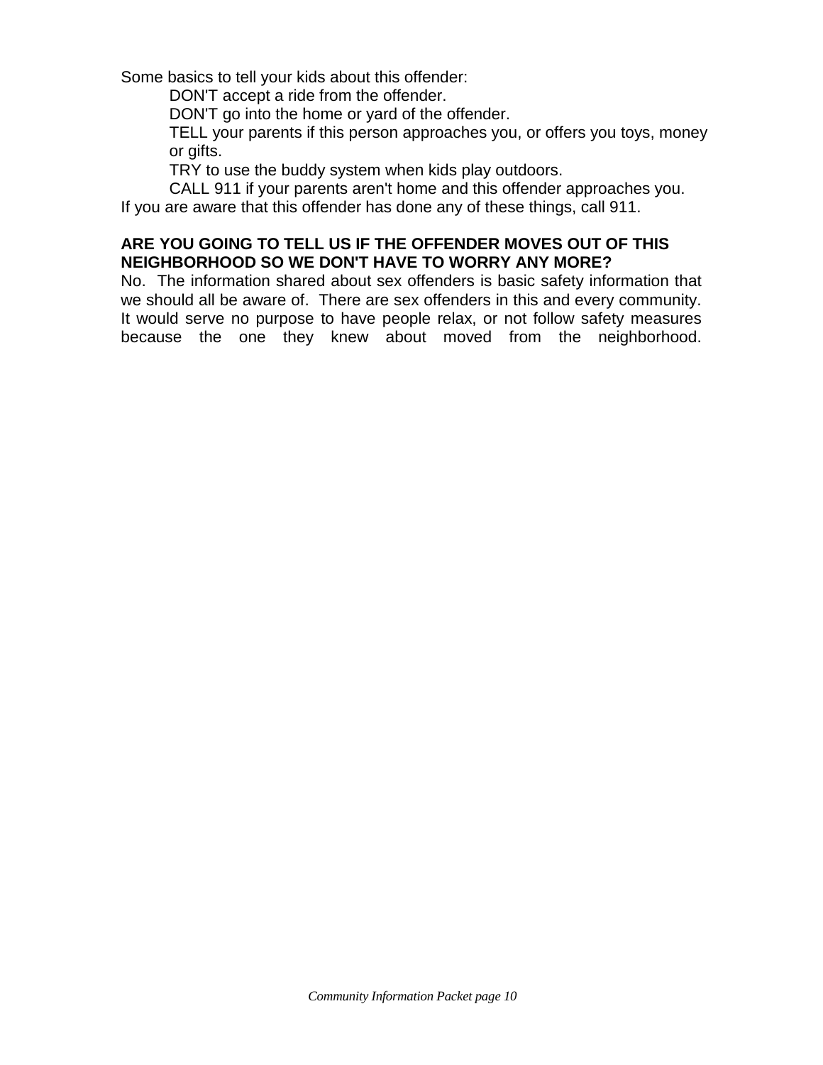Some basics to tell your kids about this offender:

- DON'T accept a ride from the offender.
- DON'T go into the home or yard of the offender.
- TELL your parents if this person approaches you, or offers you toys, money or gifts.
- TRY to use the buddy system when kids play outdoors.
- CALL 911 if your parents aren't home and this offender approaches you.

If you are aware that this offender has done any of these things, call 911.

**ARE YOU GOING TO TELL US IF THE OFFENDER MOVES OUT OF THIS NEIGHBORHOOD SO WE DON'T HAVE TO WORRY ANY MORE?**

No. The information shared about sex offenders is basic safety information that we should all be aware of. There are sex offenders in this and every community. It would serve no purpose to have people relax, or not follow safety measures because the one they knew about moved from the neighborhood.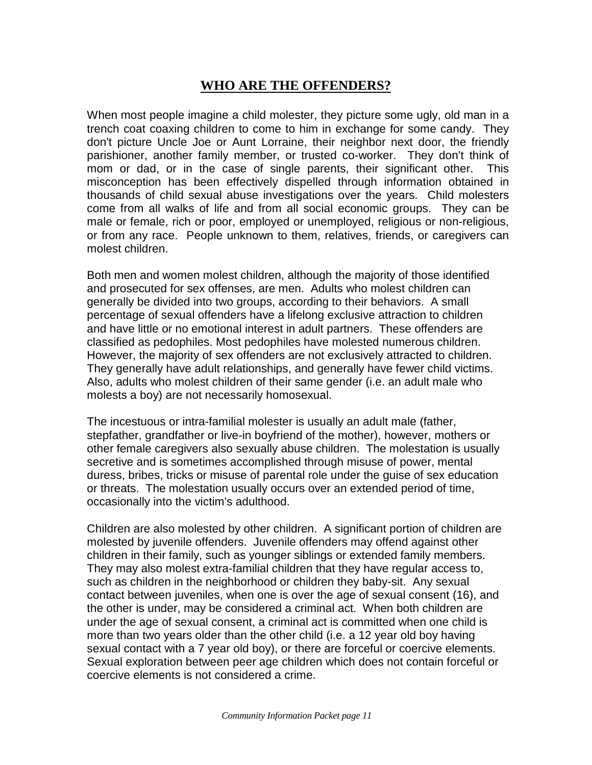# WHO ARE THE OFFENDERS?

When most people imagine a child molester, they picture some ugly, old man in a trench coat coaxing children to come to him in exchange for some candy. They don't picture Uncle Joe or Aunt Lorraine, their neighbor next door, the friendly parishioner, another family member, or trusted co-worker. They don't think of mom or dad, or in the case of single parents, their significant other. This misconception has been effectively dispelled through information obtained in thousands of child sexual abuse investigations over the years. Child molesters come from all walks of life and from all social economic groups. They can be male or female, rich or poor, employed or unemployed, religious or non-religious, or from any race. People unknown to them, relatives, friends, or caregivers can molest children.

Both men and women molest children, although the majority of those identified and prosecuted for sex offenses, are men. Adults who molest children can generally be divided into two groups, according to their behaviors. A small percentage of sexual offenders have a lifelong exclusive attraction to children and have little or no emotional interest in adult partners. These offenders are classified as pedophiles. Most pedophiles have molested numerous children. However, the majority of sex offenders are not exclusively attracted to children. They generally have adult relationships, and generally have fewer child victims. Also, adults who molest children of their same gender (i.e. an adult male who molests a boy) are not necessarily homosexual.

The incestuous or intra-familial molester is usually an adult male (father, stepfather, grandfather or live-in boyfriend of the mother), however, mothers or other female caregivers also sexually abuse children. The molestation is usually secretive and is sometimes accomplished through misuse of power, mental duress, bribes, tricks or misuse of parental role under the guise of sex education or threats. The molestation usually occurs over an extended period of time, occasionally into the victim's adulthood.

Children are also molested by other children. A significant portion of children are molested by juvenile offenders. Juvenile offenders may offend against other children in their family, such as younger siblings or extended family members. They may also molest extra-familial children that they have regular access to, such as children in the neighborhood or children they baby-sit. Any sexual contact between juveniles, when one is over the age of sexual consent (16), and the other is under, may be considered a criminal act. When both children are under the age of sexual consent, a criminal act is committed when one child is more than two years older than the other child (i.e. a 12 year old boy having sexual contact with a 7 year old boy), or there are forceful or coercive elements. Sexual exploration between peer age children which does not contain forceful or coercive elements is not considered a crime.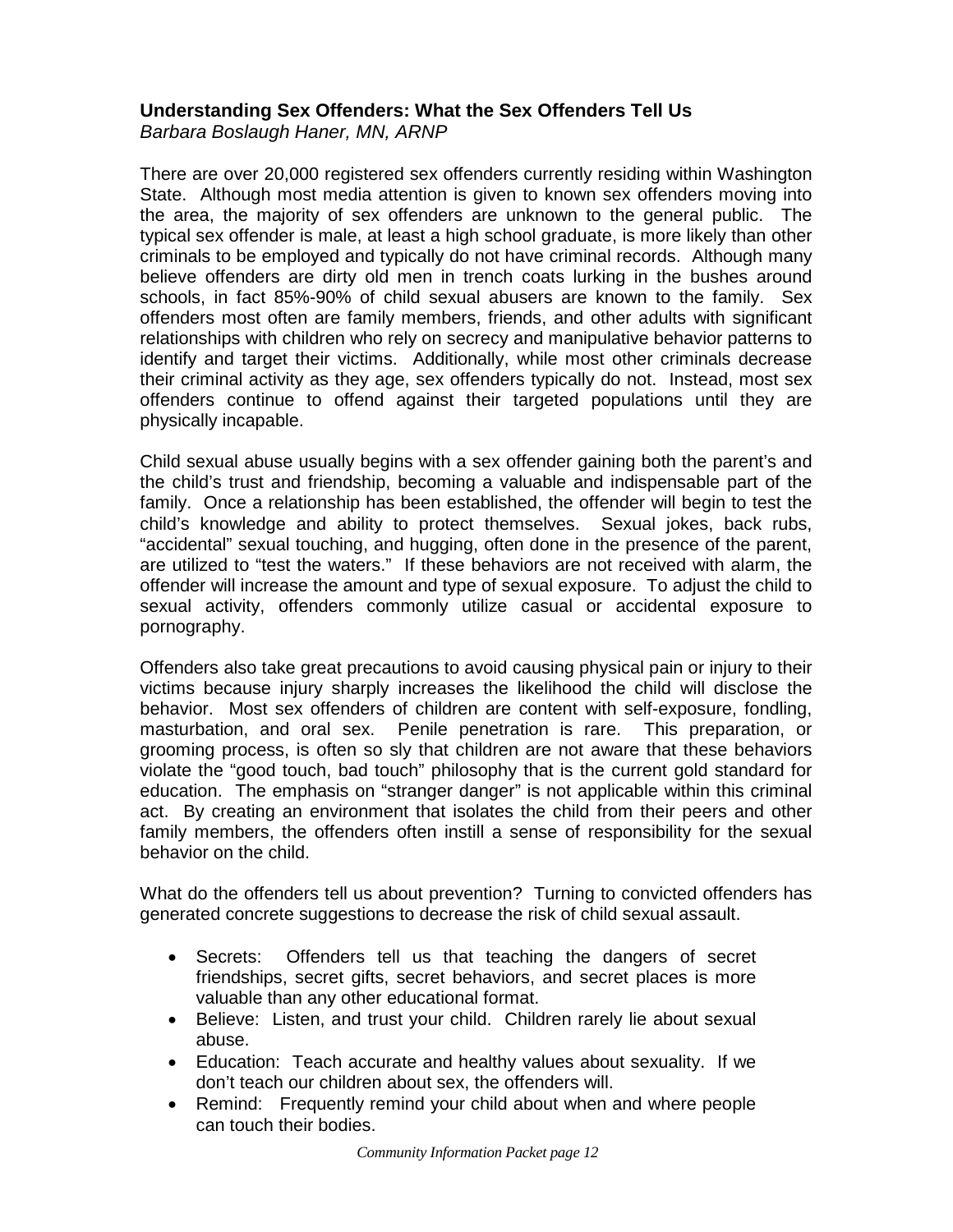**Understanding Sex Offenders: What the Sex Offenders Tell Us**

*Barbara Boslaugh Haner, MN, ARNP*

There are over 20,000 registered sex offenders currently residing within Washington State. Although most media attention is given to known sex offenders moving into the area, the majority of sex offenders are unknown to the general public. The typical sex offender is male, at least a high school graduate, is more likely than other criminals to be employed and typically do not have criminal records. Although many believe offenders are dirty old men in trench coats lurking in the bushes around schools, in fact 85%-90% of child sexual abusers are known to the family. Sex offenders most often are family members, friends, and other adults with significant relationships with children who rely on secrecy and manipulative behavior patterns to identify and target their victims. Additionally, while most other criminals decrease their criminal activity as they age, sex offenders typically do not. Instead, most sex offenders continue to offend against their targeted populations until they are physically incapable.

Child sexual abuse usually begins with a sex offender gaining both the parent's and the child's trust and friendship, becoming a valuable and indispensable part of the family. Once a relationship has been established, the offender will begin to test the child's knowledge and ability to protect themselves. Sexual jokes, back rubs, "accidental" sexual touching, and hugging, often done in the presence of the parent, are utilized to "test the waters." If these behaviors are not received with alarm, the offender will increase the amount and type of sexual exposure. To adjust the child to sexual activity, offenders commonly utilize casual or accidental exposure to pornography.

Offenders also take great precautions to avoid causing physical pain or injury to their victims because injury sharply increases the likelihood the child will disclose the behavior. Most sex offenders of children are content with self-exposure, fondling, masturbation, and oral sex. Penile penetration is rare. This preparation, or grooming process, is often so sly that children are not aware that these behaviors violate the "good touch, bad touch" philosophy that is the current gold standard for education. The emphasis on "stranger danger" is not applicable within this criminal act. By creating an environment that isolates the child from their peers and other family members, the offenders often instill a sense of responsibility for the sexual behavior on the child.

What do the offenders tell us about prevention? Turning to convicted offenders has generated concrete suggestions to decrease the risk of child sexual assault.

- Secrets: Offenders tell us that teaching the dangers of secret friendships, secret gifts, secret behaviors, and secret places is more valuable than any other educational format.
- Believe: Listen, and trust your child. Children rarely lie about sexual abuse.
- Education: Teach accurate and healthy values about sexuality. If we don't teach our children about sex, the offenders will.
- Remind: Frequently remind your child about when and where people can touch their bodies.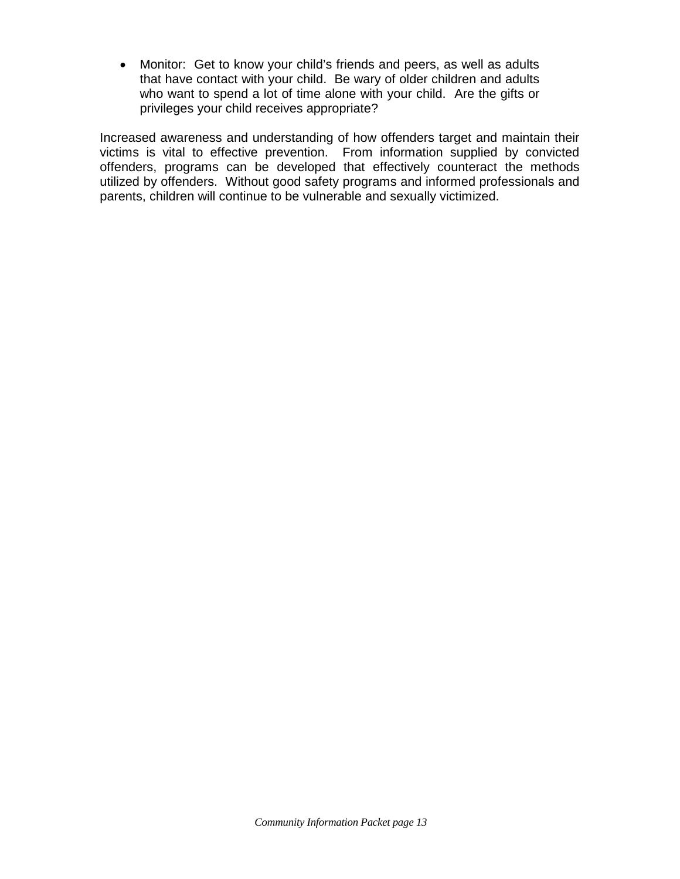- Monitor:  Get to know your child's friends and peers, as well as adults that have contact with your child.  Be wary of older children and adults who want to spend a lot of time alone with your child.  Are the gifts or privileges your child receives appropriate?

Increased awareness and understanding of how offenders target and maintain their victims is vital to effective prevention.  From information supplied by convicted offenders, programs can be developed that effectively counteract the methods utilized by offenders.  Without good safety programs and informed professionals and parents, children will continue to be vulnerable and sexually victimized.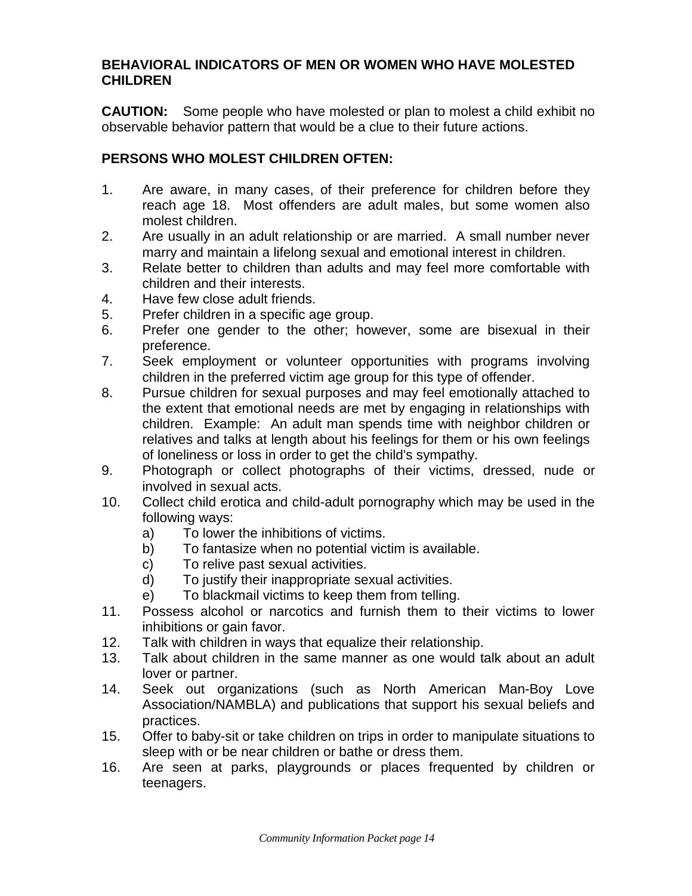## BEHAVIORAL INDICATORS OF MEN OR WOMEN WHO HAVE MOLESTED CHILDREN

**CAUTION:** Some people who have molested or plan to molest a child exhibit no observable behavior pattern that would be a clue to their future actions.

### PERSONS WHO MOLEST CHILDREN OFTEN:

1. Are aware, in many cases, of their preference for children before they reach age 18. Most offenders are adult males, but some women also molest children.
2. Are usually in an adult relationship or are married. A small number never marry and maintain a lifelong sexual and emotional interest in children.
3. Relate better to children than adults and may feel more comfortable with children and their interests.
4. Have few close adult friends.
5. Prefer children in a specific age group.
6. Prefer one gender to the other; however, some are bisexual in their preference.
7. Seek employment or volunteer opportunities with programs involving children in the preferred victim age group for this type of offender.
8. Pursue children for sexual purposes and may feel emotionally attached to the extent that emotional needs are met by engaging in relationships with children. Example: An adult man spends time with neighbor children or relatives and talks at length about his feelings for them or his own feelings of loneliness or loss in order to get the child's sympathy.
9. Photograph or collect photographs of their victims, dressed, nude or involved in sexual acts.
10. Collect child erotica and child-adult pornography which may be used in the following ways:
    a) To lower the inhibitions of victims.
    b) To fantasize when no potential victim is available.
    c) To relive past sexual activities.
    d) To justify their inappropriate sexual activities.
    e) To blackmail victims to keep them from telling.
11. Possess alcohol or narcotics and furnish them to their victims to lower inhibitions or gain favor.
12. Talk with children in ways that equalize their relationship.
13. Talk about children in the same manner as one would talk about an adult lover or partner.
14. Seek out organizations (such as North American Man-Boy Love Association/NAMBLA) and publications that support his sexual beliefs and practices.
15. Offer to baby-sit or take children on trips in order to manipulate situations to sleep with or be near children or bathe or dress them.
16. Are seen at parks, playgrounds or places frequented by children or teenagers.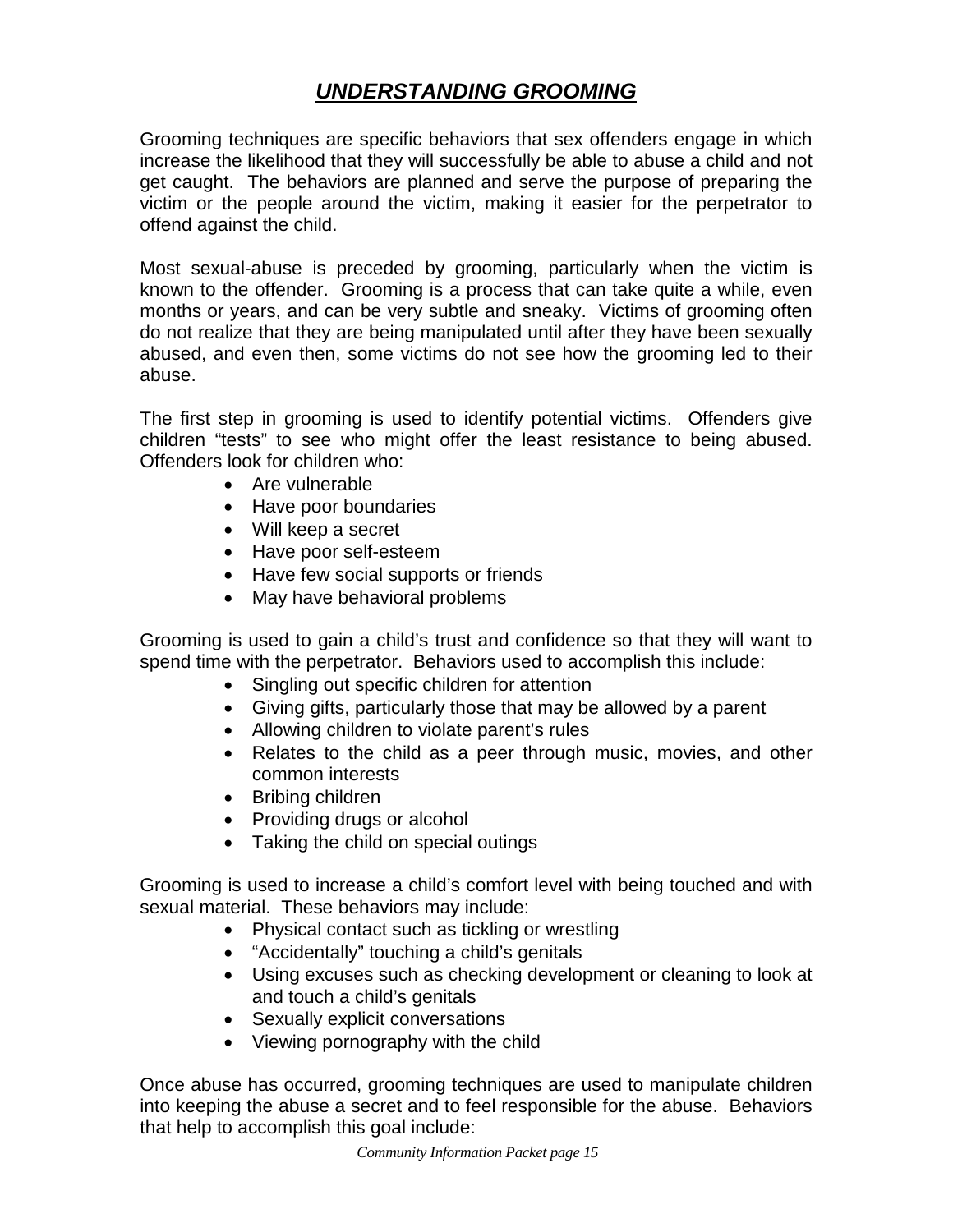# ***UNDERSTANDING GROOMING***

Grooming techniques are specific behaviors that sex offenders engage in which increase the likelihood that they will successfully be able to abuse a child and not get caught. The behaviors are planned and serve the purpose of preparing the victim or the people around the victim, making it easier for the perpetrator to offend against the child.

Most sexual-abuse is preceded by grooming, particularly when the victim is known to the offender. Grooming is a process that can take quite a while, even months or years, and can be very subtle and sneaky. Victims of grooming often do not realize that they are being manipulated until after they have been sexually abused, and even then, some victims do not see how the grooming led to their abuse.

The first step in grooming is used to identify potential victims. Offenders give children "tests" to see who might offer the least resistance to being abused. Offenders look for children who:

- Are vulnerable
- Have poor boundaries
- Will keep a secret
- Have poor self-esteem
- Have few social supports or friends
- May have behavioral problems

Grooming is used to gain a child's trust and confidence so that they will want to spend time with the perpetrator. Behaviors used to accomplish this include:

- Singling out specific children for attention
- Giving gifts, particularly those that may be allowed by a parent
- Allowing children to violate parent's rules
- Relates to the child as a peer through music, movies, and other common interests
- Bribing children
- Providing drugs or alcohol
- Taking the child on special outings

Grooming is used to increase a child's comfort level with being touched and with sexual material. These behaviors may include:

- Physical contact such as tickling or wrestling
- "Accidentally" touching a child's genitals
- Using excuses such as checking development or cleaning to look at and touch a child's genitals
- Sexually explicit conversations
- Viewing pornography with the child

Once abuse has occurred, grooming techniques are used to manipulate children into keeping the abuse a secret and to feel responsible for the abuse. Behaviors that help to accomplish this goal include: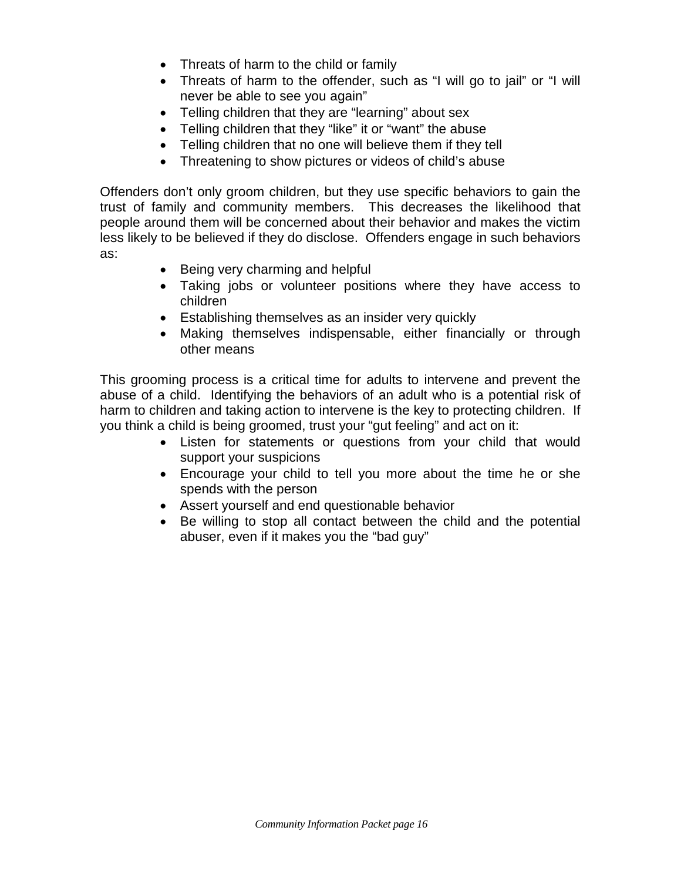- Threats of harm to the child or family
- Threats of harm to the offender, such as “I will go to jail” or “I will never be able to see you again”
- Telling children that they are “learning” about sex
- Telling children that they “like” it or “want” the abuse
- Telling children that no one will believe them if they tell
- Threatening to show pictures or videos of child’s abuse

Offenders don’t only groom children, but they use specific behaviors to gain the trust of family and community members. This decreases the likelihood that people around them will be concerned about their behavior and makes the victim less likely to be believed if they do disclose. Offenders engage in such behaviors as:

- Being very charming and helpful
- Taking jobs or volunteer positions where they have access to children
- Establishing themselves as an insider very quickly
- Making themselves indispensable, either financially or through other means

This grooming process is a critical time for adults to intervene and prevent the abuse of a child. Identifying the behaviors of an adult who is a potential risk of harm to children and taking action to intervene is the key to protecting children. If you think a child is being groomed, trust your “gut feeling” and act on it:

- Listen for statements or questions from your child that would support your suspicions
- Encourage your child to tell you more about the time he or she spends with the person
- Assert yourself and end questionable behavior
- Be willing to stop all contact between the child and the potential abuser, even if it makes you the “bad guy”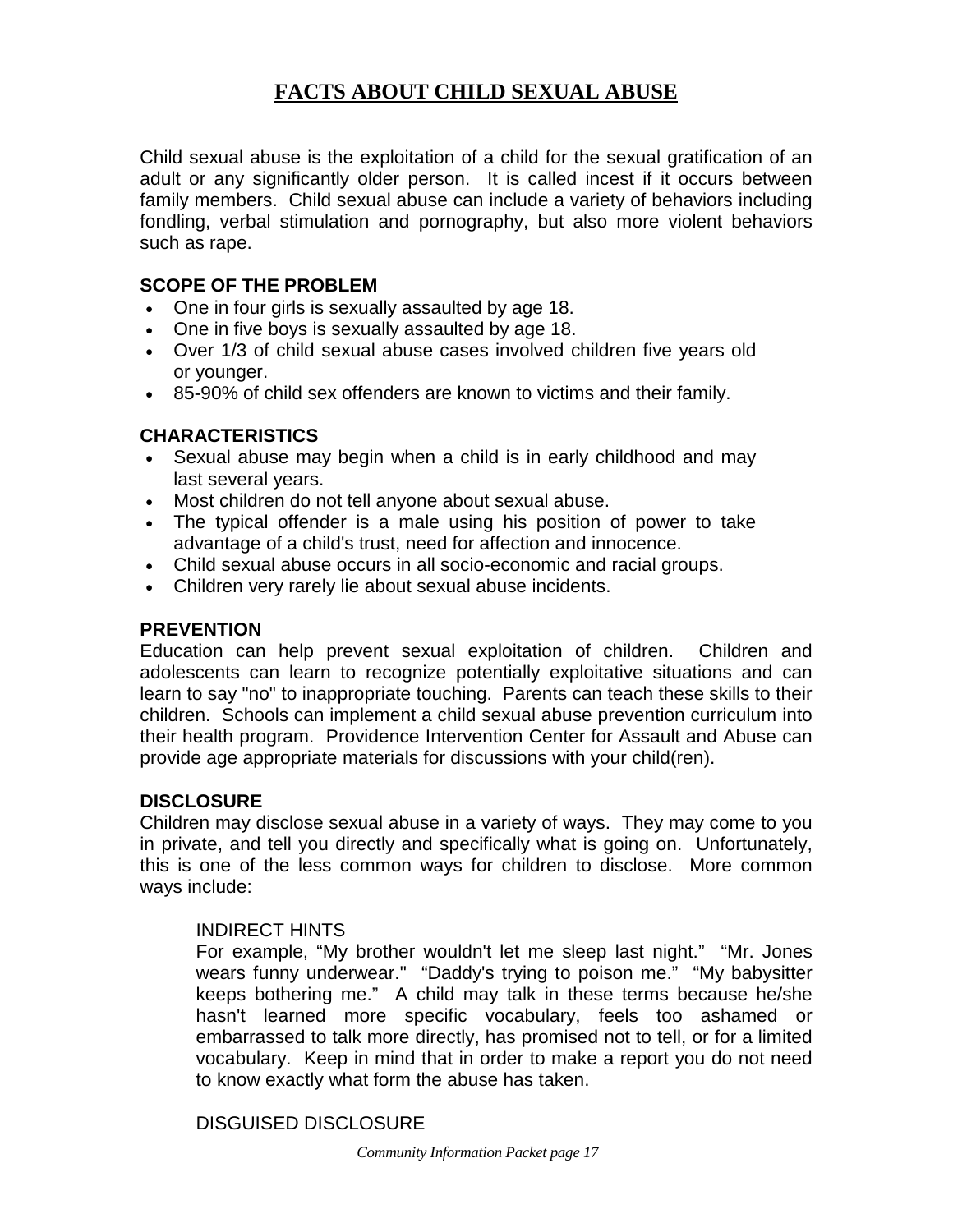# FACTS ABOUT CHILD SEXUAL ABUSE

Child sexual abuse is the exploitation of a child for the sexual gratification of an adult or any significantly older person. It is called incest if it occurs between family members. Child sexual abuse can include a variety of behaviors including fondling, verbal stimulation and pornography, but also more violent behaviors such as rape.

## SCOPE OF THE PROBLEM

- One in four girls is sexually assaulted by age 18.
- One in five boys is sexually assaulted by age 18.
- Over 1/3 of child sexual abuse cases involved children five years old or younger.
- 85-90% of child sex offenders are known to victims and their family.

## CHARACTERISTICS

- Sexual abuse may begin when a child is in early childhood and may last several years.
- Most children do not tell anyone about sexual abuse.
- The typical offender is a male using his position of power to take advantage of a child's trust, need for affection and innocence.
- Child sexual abuse occurs in all socio-economic and racial groups.
- Children very rarely lie about sexual abuse incidents.

## PREVENTION

Education can help prevent sexual exploitation of children. Children and adolescents can learn to recognize potentially exploitative situations and can learn to say "no" to inappropriate touching. Parents can teach these skills to their children. Schools can implement a child sexual abuse prevention curriculum into their health program. Providence Intervention Center for Assault and Abuse can provide age appropriate materials for discussions with your child(ren).

## DISCLOSURE

Children may disclose sexual abuse in a variety of ways. They may come to you in private, and tell you directly and specifically what is going on. Unfortunately, this is one of the less common ways for children to disclose. More common ways include:

### INDIRECT HINTS

For example, "My brother wouldn't let me sleep last night." "Mr. Jones wears funny underwear." "Daddy's trying to poison me." "My babysitter keeps bothering me." A child may talk in these terms because he/she hasn't learned more specific vocabulary, feels too ashamed or embarrassed to talk more directly, has promised not to tell, or for a limited vocabulary. Keep in mind that in order to make a report you do not need to know exactly what form the abuse has taken.

### DISGUISED DISCLOSURE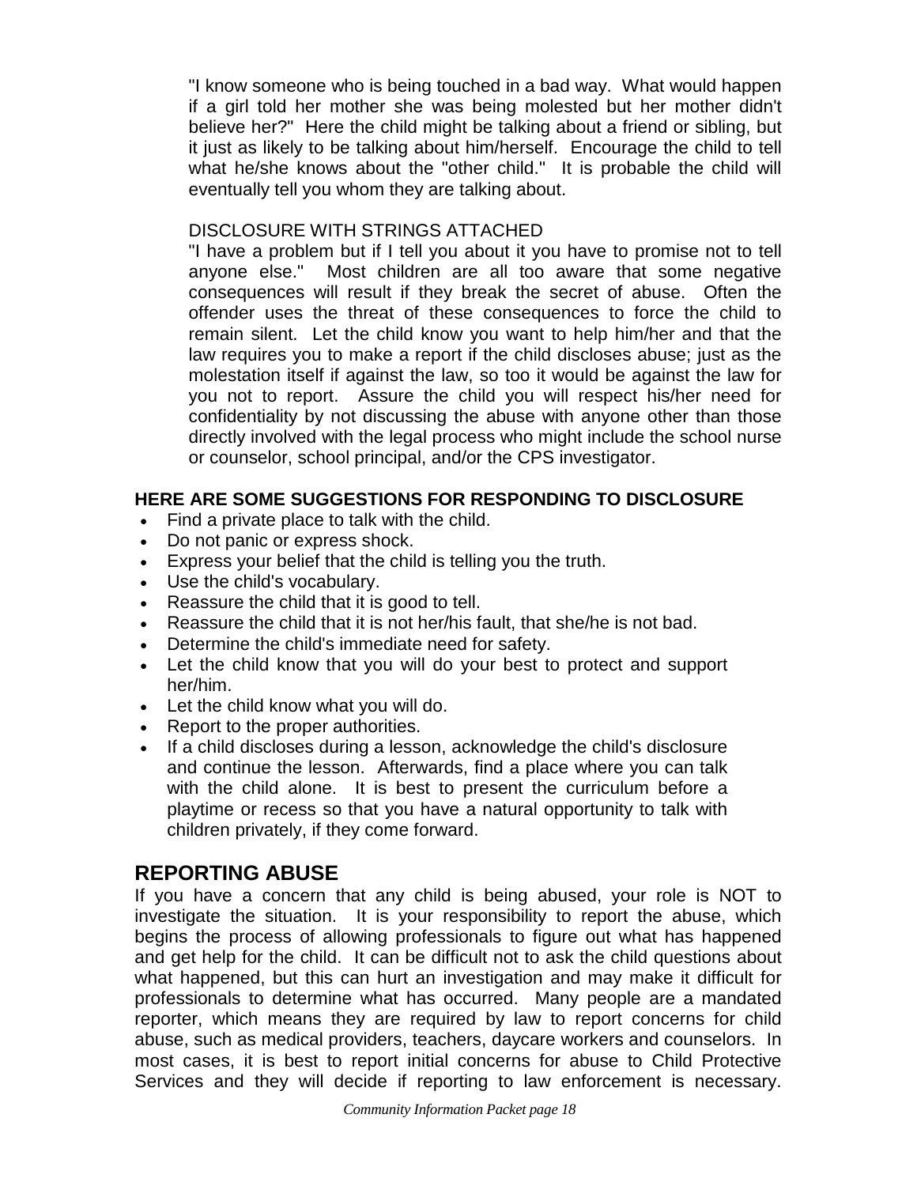"I know someone who is being touched in a bad way. What would happen if a girl told her mother she was being molested but her mother didn't believe her?" Here the child might be talking about a friend or sibling, but it just as likely to be talking about him/herself. Encourage the child to tell what he/she knows about the "other child." It is probable the child will eventually tell you whom they are talking about.

DISCLOSURE WITH STRINGS ATTACHED

"I have a problem but if I tell you about it you have to promise not to tell anyone else." Most children are all too aware that some negative consequences will result if they break the secret of abuse. Often the offender uses the threat of these consequences to force the child to remain silent. Let the child know you want to help him/her and that the law requires you to make a report if the child discloses abuse; just as the molestation itself if against the law, so too it would be against the law for you not to report. Assure the child you will respect his/her need for confidentiality by not discussing the abuse with anyone other than those directly involved with the legal process who might include the school nurse or counselor, school principal, and/or the CPS investigator.

**HERE ARE SOME SUGGESTIONS FOR RESPONDING TO DISCLOSURE**

- Find a private place to talk with the child.
- Do not panic or express shock.
- Express your belief that the child is telling you the truth.
- Use the child's vocabulary.
- Reassure the child that it is good to tell.
- Reassure the child that it is not her/his fault, that she/he is not bad.
- Determine the child's immediate need for safety.
- Let the child know that you will do your best to protect and support her/him.
- Let the child know what you will do.
- Report to the proper authorities.
- If a child discloses during a lesson, acknowledge the child's disclosure and continue the lesson. Afterwards, find a place where you can talk with the child alone. It is best to present the curriculum before a playtime or recess so that you have a natural opportunity to talk with children privately, if they come forward.

## REPORTING ABUSE

If you have a concern that any child is being abused, your role is NOT to investigate the situation. It is your responsibility to report the abuse, which begins the process of allowing professionals to figure out what has happened and get help for the child. It can be difficult not to ask the child questions about what happened, but this can hurt an investigation and may make it difficult for professionals to determine what has occurred. Many people are a mandated reporter, which means they are required by law to report concerns for child abuse, such as medical providers, teachers, daycare workers and counselors. In most cases, it is best to report initial concerns for abuse to Child Protective Services and they will decide if reporting to law enforcement is necessary.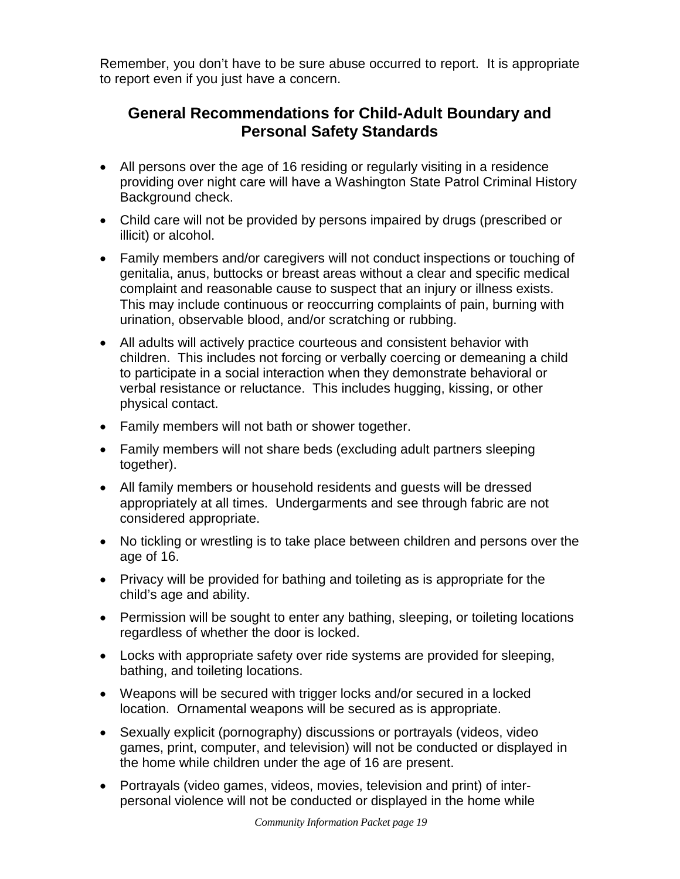Remember, you don't have to be sure abuse occurred to report. It is appropriate to report even if you just have a concern.

## General Recommendations for Child-Adult Boundary and Personal Safety Standards

- All persons over the age of 16 residing or regularly visiting in a residence providing over night care will have a Washington State Patrol Criminal History Background check.
- Child care will not be provided by persons impaired by drugs (prescribed or illicit) or alcohol.
- Family members and/or caregivers will not conduct inspections or touching of genitalia, anus, buttocks or breast areas without a clear and specific medical complaint and reasonable cause to suspect that an injury or illness exists. This may include continuous or reoccurring complaints of pain, burning with urination, observable blood, and/or scratching or rubbing.
- All adults will actively practice courteous and consistent behavior with children. This includes not forcing or verbally coercing or demeaning a child to participate in a social interaction when they demonstrate behavioral or verbal resistance or reluctance. This includes hugging, kissing, or other physical contact.
- Family members will not bath or shower together.
- Family members will not share beds (excluding adult partners sleeping together).
- All family members or household residents and guests will be dressed appropriately at all times. Undergarments and see through fabric are not considered appropriate.
- No tickling or wrestling is to take place between children and persons over the age of 16.
- Privacy will be provided for bathing and toileting as is appropriate for the child's age and ability.
- Permission will be sought to enter any bathing, sleeping, or toileting locations regardless of whether the door is locked.
- Locks with appropriate safety over ride systems are provided for sleeping, bathing, and toileting locations.
- Weapons will be secured with trigger locks and/or secured in a locked location. Ornamental weapons will be secured as is appropriate.
- Sexually explicit (pornography) discussions or portrayals (videos, video games, print, computer, and television) will not be conducted or displayed in the home while children under the age of 16 are present.
- Portrayals (video games, videos, movies, television and print) of inter-personal violence will not be conducted or displayed in the home while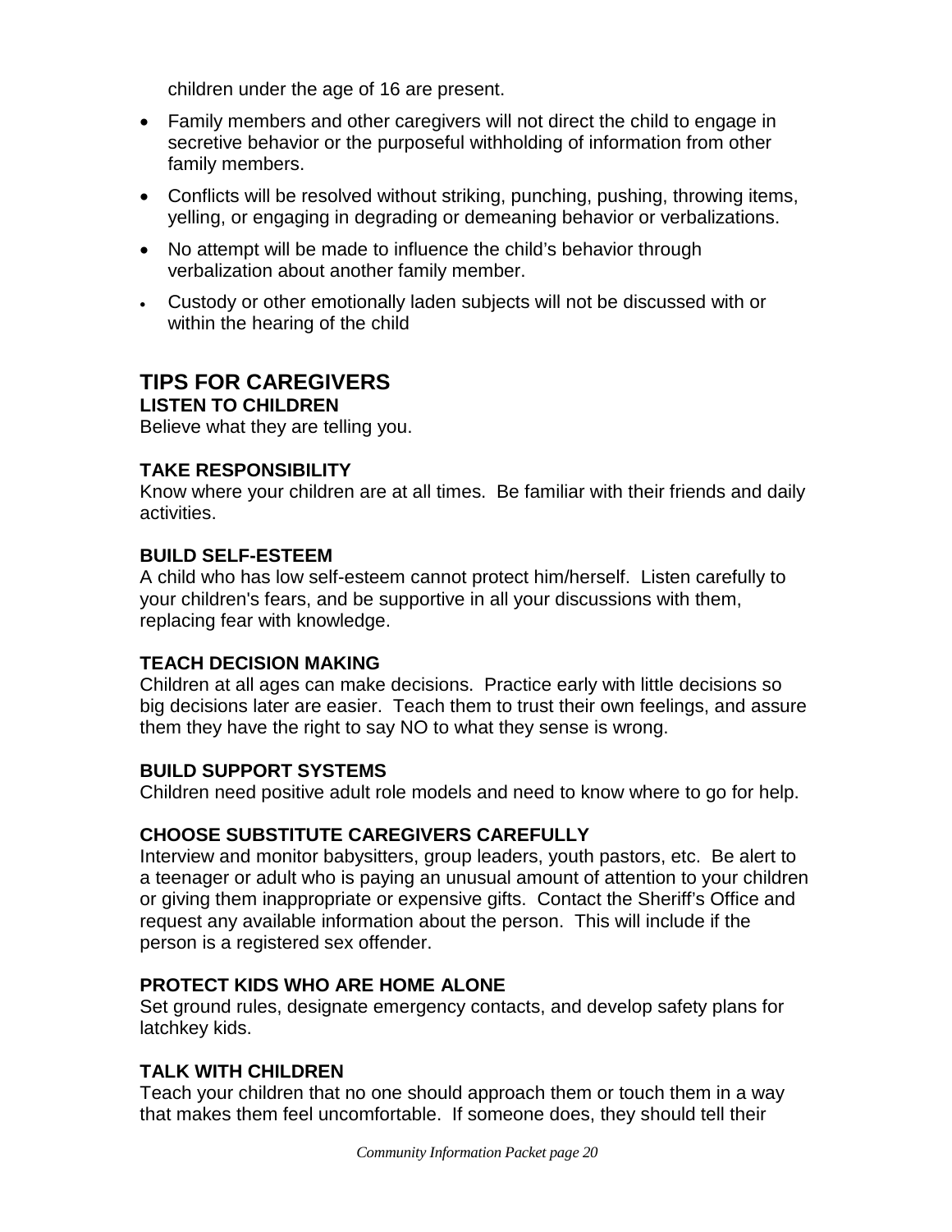children under the age of 16 are present.

- Family members and other caregivers will not direct the child to engage in secretive behavior or the purposeful withholding of information from other family members.
- Conflicts will be resolved without striking, punching, pushing, throwing items, yelling, or engaging in degrading or demeaning behavior or verbalizations.
- No attempt will be made to influence the child's behavior through verbalization about another family member.
- Custody or other emotionally laden subjects will not be discussed with or within the hearing of the child

## TIPS FOR CAREGIVERS

**LISTEN TO CHILDREN**

Believe what they are telling you.

**TAKE RESPONSIBILITY**

Know where your children are at all times. Be familiar with their friends and daily activities.

**BUILD SELF-ESTEEM**

A child who has low self-esteem cannot protect him/herself. Listen carefully to your children's fears, and be supportive in all your discussions with them, replacing fear with knowledge.

**TEACH DECISION MAKING**

Children at all ages can make decisions. Practice early with little decisions so big decisions later are easier. Teach them to trust their own feelings, and assure them they have the right to say NO to what they sense is wrong.

**BUILD SUPPORT SYSTEMS**

Children need positive adult role models and need to know where to go for help.

**CHOOSE SUBSTITUTE CAREGIVERS CAREFULLY**

Interview and monitor babysitters, group leaders, youth pastors, etc. Be alert to a teenager or adult who is paying an unusual amount of attention to your children or giving them inappropriate or expensive gifts. Contact the Sheriff's Office and request any available information about the person. This will include if the person is a registered sex offender.

**PROTECT KIDS WHO ARE HOME ALONE**

Set ground rules, designate emergency contacts, and develop safety plans for latchkey kids.

**TALK WITH CHILDREN**

Teach your children that no one should approach them or touch them in a way that makes them feel uncomfortable. If someone does, they should tell their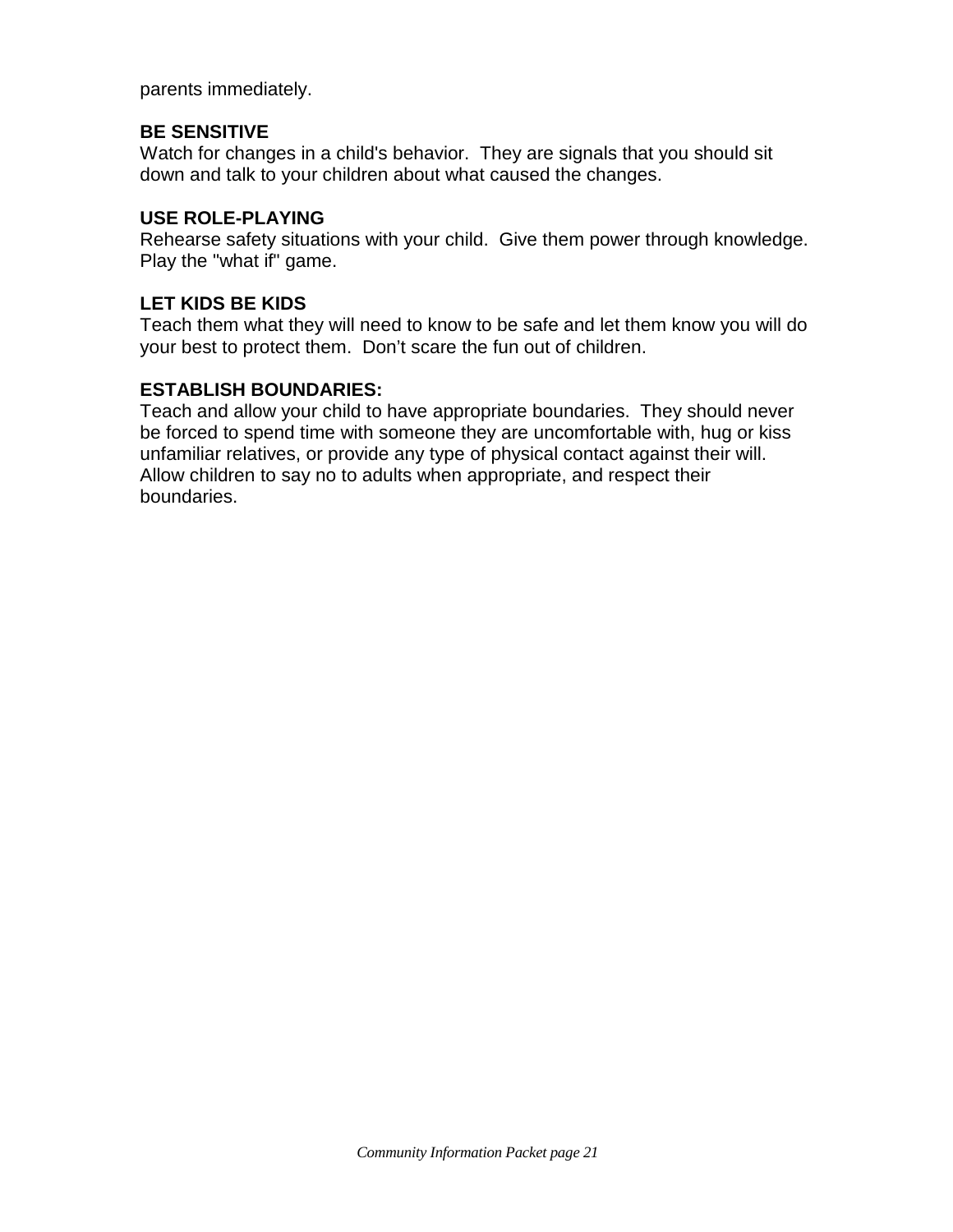parents immediately.

**BE SENSITIVE**
Watch for changes in a child's behavior. They are signals that you should sit down and talk to your children about what caused the changes.

**USE ROLE-PLAYING**
Rehearse safety situations with your child. Give them power through knowledge. Play the "what if" game.

**LET KIDS BE KIDS**
Teach them what they will need to know to be safe and let them know you will do your best to protect them. Don’t scare the fun out of children.

**ESTABLISH BOUNDARIES:**
Teach and allow your child to have appropriate boundaries. They should never be forced to spend time with someone they are uncomfortable with, hug or kiss unfamiliar relatives, or provide any type of physical contact against their will. Allow children to say no to adults when appropriate, and respect their boundaries.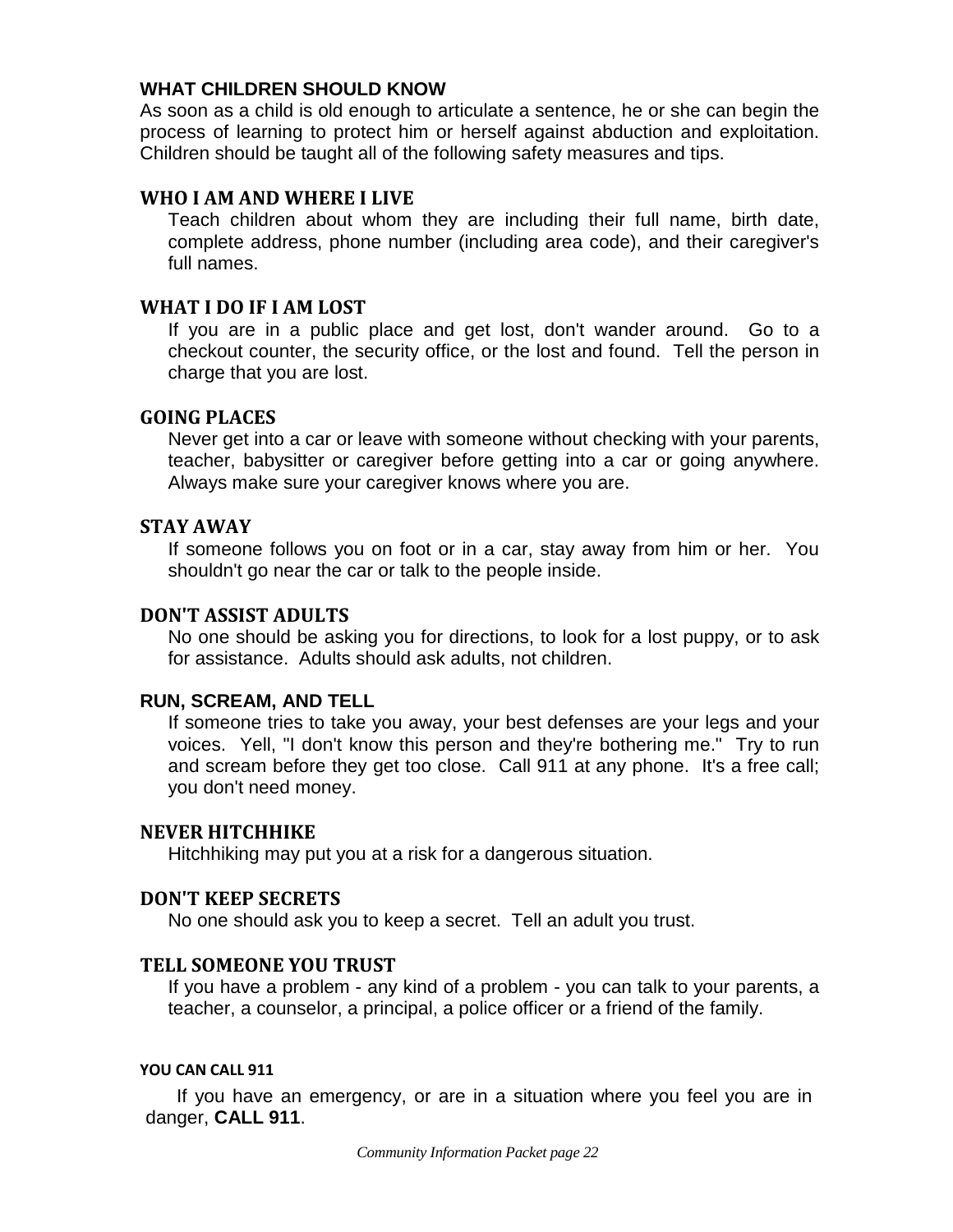## WHAT CHILDREN SHOULD KNOW

As soon as a child is old enough to articulate a sentence, he or she can begin the process of learning to protect him or herself against abduction and exploitation. Children should be taught all of the following safety measures and tips.

### WHO I AM AND WHERE I LIVE

Teach children about whom they are including their full name, birth date, complete address, phone number (including area code), and their caregiver's full names.

### WHAT I DO IF I AM LOST

If you are in a public place and get lost, don't wander around. Go to a checkout counter, the security office, or the lost and found. Tell the person in charge that you are lost.

### GOING PLACES

Never get into a car or leave with someone without checking with your parents, teacher, babysitter or caregiver before getting into a car or going anywhere. Always make sure your caregiver knows where you are.

### STAY AWAY

If someone follows you on foot or in a car, stay away from him or her. You shouldn't go near the car or talk to the people inside.

### DON'T ASSIST ADULTS

No one should be asking you for directions, to look for a lost puppy, or to ask for assistance. Adults should ask adults, not children.

### RUN, SCREAM, AND TELL

If someone tries to take you away, your best defenses are your legs and your voices. Yell, "I don't know this person and they're bothering me." Try to run and scream before they get too close. Call 911 at any phone. It's a free call; you don't need money.

### NEVER HITCHHIKE

Hitchhiking may put you at a risk for a dangerous situation.

### DON'T KEEP SECRETS

No one should ask you to keep a secret. Tell an adult you trust.

### TELL SOMEONE YOU TRUST

If you have a problem - any kind of a problem - you can talk to your parents, a teacher, a counselor, a principal, a police officer or a friend of the family.

#### YOU CAN CALL 911

If you have an emergency, or are in a situation where you feel you are in danger, **CALL 911**.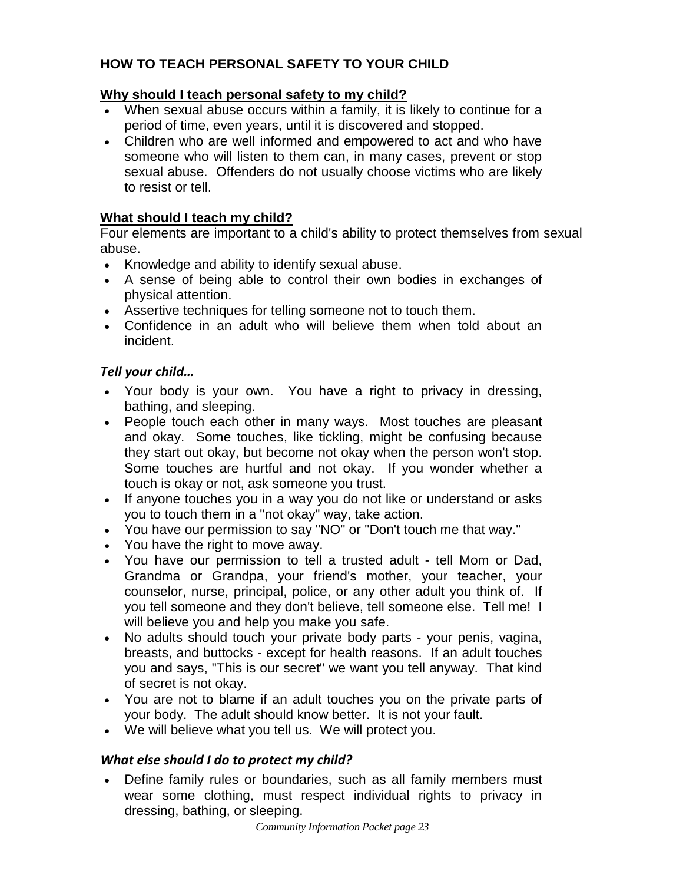# HOW TO TEACH PERSONAL SAFETY TO YOUR CHILD

## Why should I teach personal safety to my child?

- When sexual abuse occurs within a family, it is likely to continue for a period of time, even years, until it is discovered and stopped.
- Children who are well informed and empowered to act and who have someone who will listen to them can, in many cases, prevent or stop sexual abuse. Offenders do not usually choose victims who are likely to resist or tell.

## What should I teach my child?

Four elements are important to a child's ability to protect themselves from sexual abuse.

- Knowledge and ability to identify sexual abuse.
- A sense of being able to control their own bodies in exchanges of physical attention.
- Assertive techniques for telling someone not to touch them.
- Confidence in an adult who will believe them when told about an incident.

### *Tell your child…*

- Your body is your own. You have a right to privacy in dressing, bathing, and sleeping.
- People touch each other in many ways. Most touches are pleasant and okay. Some touches, like tickling, might be confusing because they start out okay, but become not okay when the person won't stop. Some touches are hurtful and not okay. If you wonder whether a touch is okay or not, ask someone you trust.
- If anyone touches you in a way you do not like or understand or asks you to touch them in a "not okay" way, take action.
- You have our permission to say "NO" or "Don't touch me that way."
- You have the right to move away.
- You have our permission to tell a trusted adult - tell Mom or Dad, Grandma or Grandpa, your friend's mother, your teacher, your counselor, nurse, principal, police, or any other adult you think of. If you tell someone and they don't believe, tell someone else. Tell me! I will believe you and help you make you safe.
- No adults should touch your private body parts - your penis, vagina, breasts, and buttocks - except for health reasons. If an adult touches you and says, "This is our secret" we want you tell anyway. That kind of secret is not okay.
- You are not to blame if an adult touches you on the private parts of your body. The adult should know better. It is not your fault.
- We will believe what you tell us. We will protect you.

### *What else should I do to protect my child?*

- Define family rules or boundaries, such as all family members must wear some clothing, must respect individual rights to privacy in dressing, bathing, or sleeping.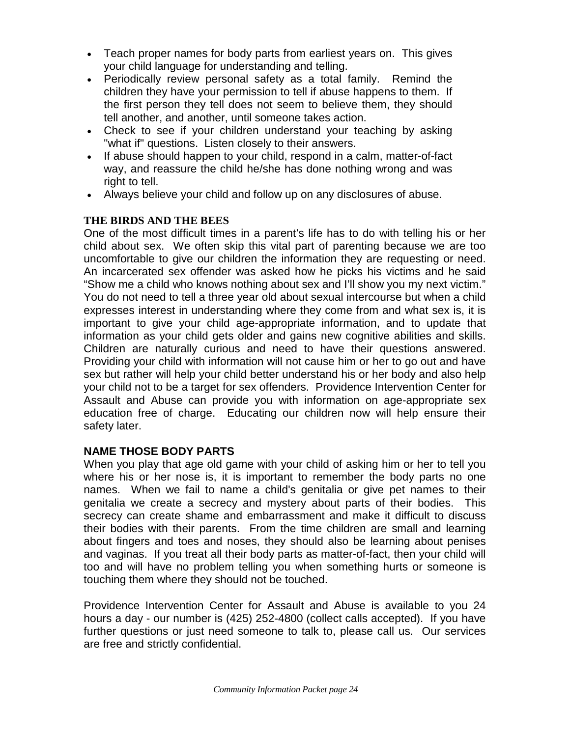- Teach proper names for body parts from earliest years on. This gives your child language for understanding and telling.
- Periodically review personal safety as a total family. Remind the children they have your permission to tell if abuse happens to them. If the first person they tell does not seem to believe them, they should tell another, and another, until someone takes action.
- Check to see if your children understand your teaching by asking "what if" questions. Listen closely to their answers.
- If abuse should happen to your child, respond in a calm, matter-of-fact way, and reassure the child he/she has done nothing wrong and was right to tell.
- Always believe your child and follow up on any disclosures of abuse.

**THE BIRDS AND THE BEES**

One of the most difficult times in a parent's life has to do with telling his or her child about sex. We often skip this vital part of parenting because we are too uncomfortable to give our children the information they are requesting or need. An incarcerated sex offender was asked how he picks his victims and he said "Show me a child who knows nothing about sex and I'll show you my next victim." You do not need to tell a three year old about sexual intercourse but when a child expresses interest in understanding where they come from and what sex is, it is important to give your child age-appropriate information, and to update that information as your child gets older and gains new cognitive abilities and skills. Children are naturally curious and need to have their questions answered. Providing your child with information will not cause him or her to go out and have sex but rather will help your child better understand his or her body and also help your child not to be a target for sex offenders. Providence Intervention Center for Assault and Abuse can provide you with information on age-appropriate sex education free of charge. Educating our children now will help ensure their safety later.

**NAME THOSE BODY PARTS**

When you play that age old game with your child of asking him or her to tell you where his or her nose is, it is important to remember the body parts no one names. When we fail to name a child's genitalia or give pet names to their genitalia we create a secrecy and mystery about parts of their bodies. This secrecy can create shame and embarrassment and make it difficult to discuss their bodies with their parents. From the time children are small and learning about fingers and toes and noses, they should also be learning about penises and vaginas. If you treat all their body parts as matter-of-fact, then your child will too and will have no problem telling you when something hurts or someone is touching them where they should not be touched.

Providence Intervention Center for Assault and Abuse is available to you 24 hours a day - our number is (425) 252-4800 (collect calls accepted). If you have further questions or just need someone to talk to, please call us. Our services are free and strictly confidential.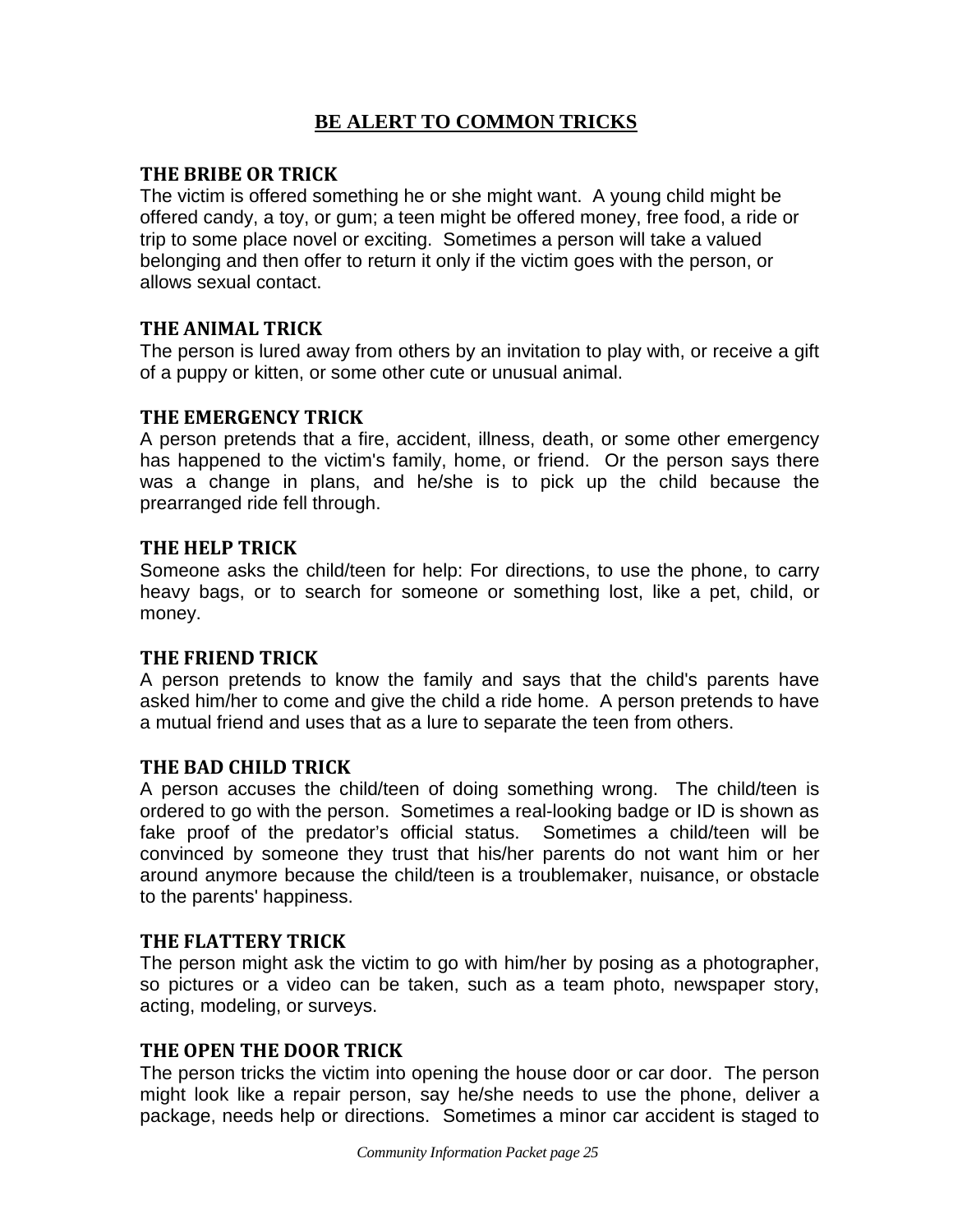## BE ALERT TO COMMON TRICKS

### THE BRIBE OR TRICK

The victim is offered something he or she might want. A young child might be offered candy, a toy, or gum; a teen might be offered money, free food, a ride or trip to some place novel or exciting. Sometimes a person will take a valued belonging and then offer to return it only if the victim goes with the person, or allows sexual contact.

### THE ANIMAL TRICK

The person is lured away from others by an invitation to play with, or receive a gift of a puppy or kitten, or some other cute or unusual animal.

### THE EMERGENCY TRICK

A person pretends that a fire, accident, illness, death, or some other emergency has happened to the victim's family, home, or friend. Or the person says there was a change in plans, and he/she is to pick up the child because the prearranged ride fell through.

### THE HELP TRICK

Someone asks the child/teen for help: For directions, to use the phone, to carry heavy bags, or to search for someone or something lost, like a pet, child, or money.

### THE FRIEND TRICK

A person pretends to know the family and says that the child's parents have asked him/her to come and give the child a ride home. A person pretends to have a mutual friend and uses that as a lure to separate the teen from others.

### THE BAD CHILD TRICK

A person accuses the child/teen of doing something wrong. The child/teen is ordered to go with the person. Sometimes a real-looking badge or ID is shown as fake proof of the predator's official status. Sometimes a child/teen will be convinced by someone they trust that his/her parents do not want him or her around anymore because the child/teen is a troublemaker, nuisance, or obstacle to the parents' happiness.

### THE FLATTERY TRICK

The person might ask the victim to go with him/her by posing as a photographer, so pictures or a video can be taken, such as a team photo, newspaper story, acting, modeling, or surveys.

### THE OPEN THE DOOR TRICK

The person tricks the victim into opening the house door or car door. The person might look like a repair person, say he/she needs to use the phone, deliver a package, needs help or directions. Sometimes a minor car accident is staged to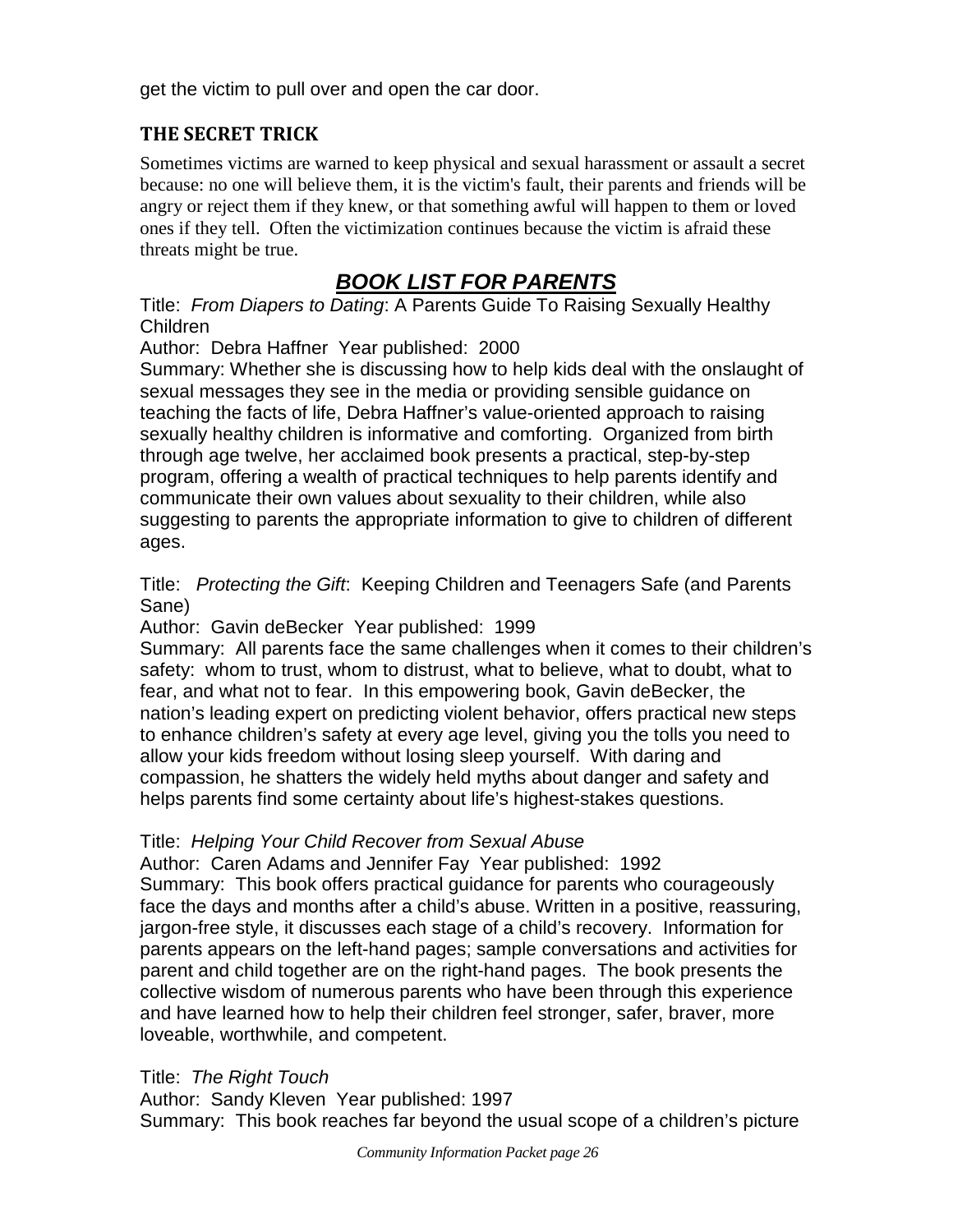get the victim to pull over and open the car door.

### THE SECRET TRICK

Sometimes victims are warned to keep physical and sexual harassment or assault a secret because: no one will believe them, it is the victim's fault, their parents and friends will be angry or reject them if they knew, or that something awful will happen to them or loved ones if they tell. Often the victimization continues because the victim is afraid these threats might be true.

## ***BOOK LIST FOR PARENTS***

Title: *From Diapers to Dating*: A Parents Guide To Raising Sexually Healthy Children

Author: Debra Haffner Year published: 2000

Summary: Whether she is discussing how to help kids deal with the onslaught of sexual messages they see in the media or providing sensible guidance on teaching the facts of life, Debra Haffner's value-oriented approach to raising sexually healthy children is informative and comforting. Organized from birth through age twelve, her acclaimed book presents a practical, step-by-step program, offering a wealth of practical techniques to help parents identify and communicate their own values about sexuality to their children, while also suggesting to parents the appropriate information to give to children of different ages.

Title: *Protecting the Gift*: Keeping Children and Teenagers Safe (and Parents Sane)

Author: Gavin deBecker Year published: 1999

Summary: All parents face the same challenges when it comes to their children's safety: whom to trust, whom to distrust, what to believe, what to doubt, what to fear, and what not to fear. In this empowering book, Gavin deBecker, the nation's leading expert on predicting violent behavior, offers practical new steps to enhance children's safety at every age level, giving you the tolls you need to allow your kids freedom without losing sleep yourself. With daring and compassion, he shatters the widely held myths about danger and safety and helps parents find some certainty about life's highest-stakes questions.

Title: *Helping Your Child Recover from Sexual Abuse*

Author: Caren Adams and Jennifer Fay Year published: 1992

Summary: This book offers practical guidance for parents who courageously face the days and months after a child's abuse. Written in a positive, reassuring, jargon-free style, it discusses each stage of a child's recovery. Information for parents appears on the left-hand pages; sample conversations and activities for parent and child together are on the right-hand pages. The book presents the collective wisdom of numerous parents who have been through this experience and have learned how to help their children feel stronger, safer, braver, more loveable, worthwhile, and competent.

Title: *The Right Touch*

Author: Sandy Kleven Year published: 1997

Summary: This book reaches far beyond the usual scope of a children's picture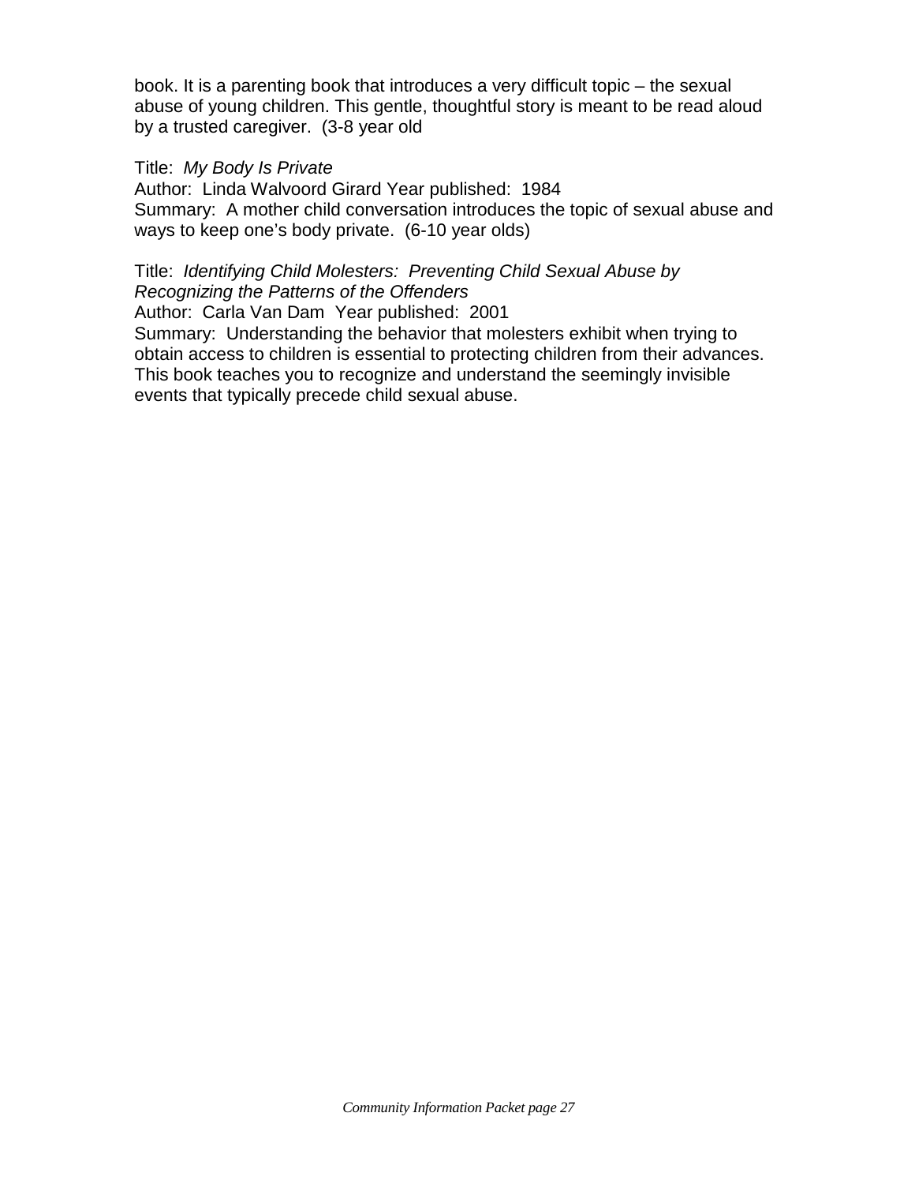book. It is a parenting book that introduces a very difficult topic – the sexual abuse of young children. This gentle, thoughtful story is meant to be read aloud by a trusted caregiver. (3-8 year old

Title: *My Body Is Private*
Author: Linda Walvoord Girard Year published: 1984
Summary: A mother child conversation introduces the topic of sexual abuse and ways to keep one's body private. (6-10 year olds)

Title: *Identifying Child Molesters: Preventing Child Sexual Abuse by Recognizing the Patterns of the Offenders*
Author: Carla Van Dam Year published: 2001
Summary: Understanding the behavior that molesters exhibit when trying to obtain access to children is essential to protecting children from their advances. This book teaches you to recognize and understand the seemingly invisible events that typically precede child sexual abuse.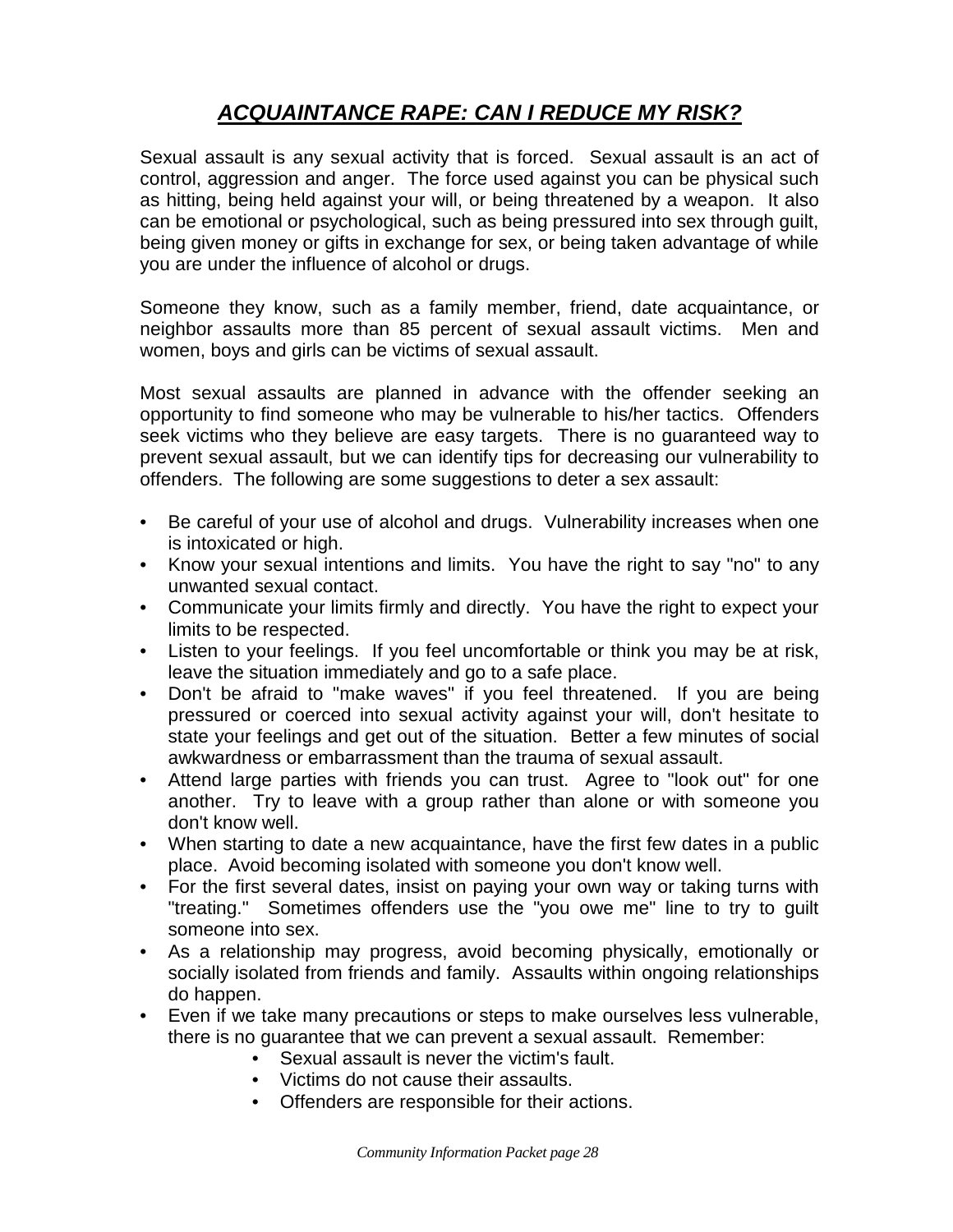# ***ACQUAINTANCE RAPE: CAN I REDUCE MY RISK?***

Sexual assault is any sexual activity that is forced. Sexual assault is an act of control, aggression and anger. The force used against you can be physical such as hitting, being held against your will, or being threatened by a weapon. It also can be emotional or psychological, such as being pressured into sex through guilt, being given money or gifts in exchange for sex, or being taken advantage of while you are under the influence of alcohol or drugs.

Someone they know, such as a family member, friend, date acquaintance, or neighbor assaults more than 85 percent of sexual assault victims. Men and women, boys and girls can be victims of sexual assault.

Most sexual assaults are planned in advance with the offender seeking an opportunity to find someone who may be vulnerable to his/her tactics. Offenders seek victims who they believe are easy targets. There is no guaranteed way to prevent sexual assault, but we can identify tips for decreasing our vulnerability to offenders. The following are some suggestions to deter a sex assault:

- Be careful of your use of alcohol and drugs. Vulnerability increases when one is intoxicated or high.
- Know your sexual intentions and limits. You have the right to say "no" to any unwanted sexual contact.
- Communicate your limits firmly and directly. You have the right to expect your limits to be respected.
- Listen to your feelings. If you feel uncomfortable or think you may be at risk, leave the situation immediately and go to a safe place.
- Don't be afraid to "make waves" if you feel threatened. If you are being pressured or coerced into sexual activity against your will, don't hesitate to state your feelings and get out of the situation. Better a few minutes of social awkwardness or embarrassment than the trauma of sexual assault.
- Attend large parties with friends you can trust. Agree to "look out" for one another. Try to leave with a group rather than alone or with someone you don't know well.
- When starting to date a new acquaintance, have the first few dates in a public place. Avoid becoming isolated with someone you don't know well.
- For the first several dates, insist on paying your own way or taking turns with "treating." Sometimes offenders use the "you owe me" line to try to guilt someone into sex.
- As a relationship may progress, avoid becoming physically, emotionally or socially isolated from friends and family. Assaults within ongoing relationships do happen.
- Even if we take many precautions or steps to make ourselves less vulnerable, there is no guarantee that we can prevent a sexual assault. Remember:
  - Sexual assault is never the victim's fault.
  - Victims do not cause their assaults.
  - Offenders are responsible for their actions.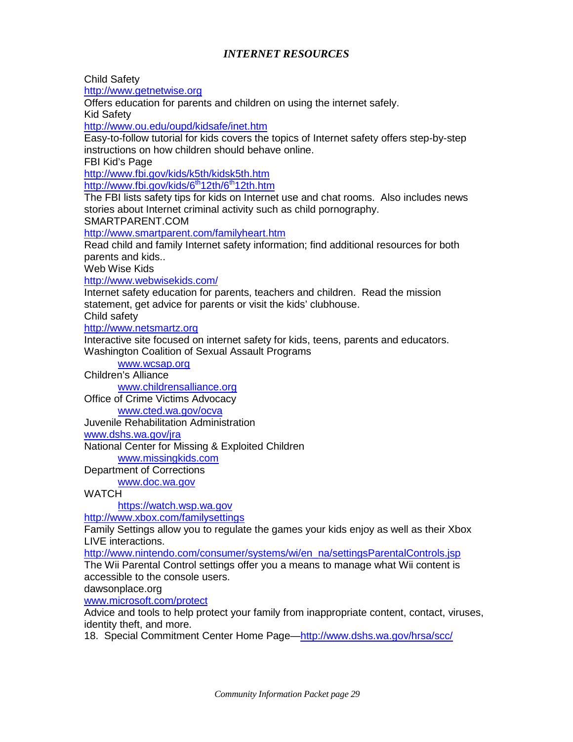## *INTERNET RESOURCES*

Child Safety
http://www.getnetwise.org
Offers education for parents and children on using the internet safely.

Kid Safety
http://www.ou.edu/oupd/kidsafe/inet.htm
Easy-to-follow tutorial for kids covers the topics of Internet safety offers step-by-step instructions on how children should behave online.

FBI Kid's Page
http://www.fbi.gov/kids/k5th/kidsk5th.htm
http://www.fbi.gov/kids/6th12th/6th12th.htm
The FBI lists safety tips for kids on Internet use and chat rooms. Also includes news stories about Internet criminal activity such as child pornography.

SMARTPARENT.COM
http://www.smartparent.com/familyheart.htm
Read child and family Internet safety information; find additional resources for both parents and kids..

Web Wise Kids
http://www.webwisekids.com/
Internet safety education for parents, teachers and children. Read the mission statement, get advice for parents or visit the kids' clubhouse.

Child safety
http://www.netsmartz.org
Interactive site focused on internet safety for kids, teens, parents and educators.

Washington Coalition of Sexual Assault Programs
www.wcsap.org

Children's Alliance
www.childrensalliance.org

Office of Crime Victims Advocacy
www.cted.wa.gov/ocva

Juvenile Rehabilitation Administration
www.dshs.wa.gov/jra

National Center for Missing & Exploited Children
www.missingkids.com

Department of Corrections
www.doc.wa.gov

WATCH
https://watch.wsp.wa.gov

http://www.xbox.com/familysettings
Family Settings allow you to regulate the games your kids enjoy as well as their Xbox LIVE interactions.

http://www.nintendo.com/consumer/systems/wi/en_na/settingsParentalControls.jsp
The Wii Parental Control settings offer you a means to manage what Wii content is accessible to the console users.

dawsonplace.org

www.microsoft.com/protect
Advice and tools to help protect your family from inappropriate content, contact, viruses, identity theft, and more.

18. Special Commitment Center Home Page—http://www.dshs.wa.gov/hrsa/scc/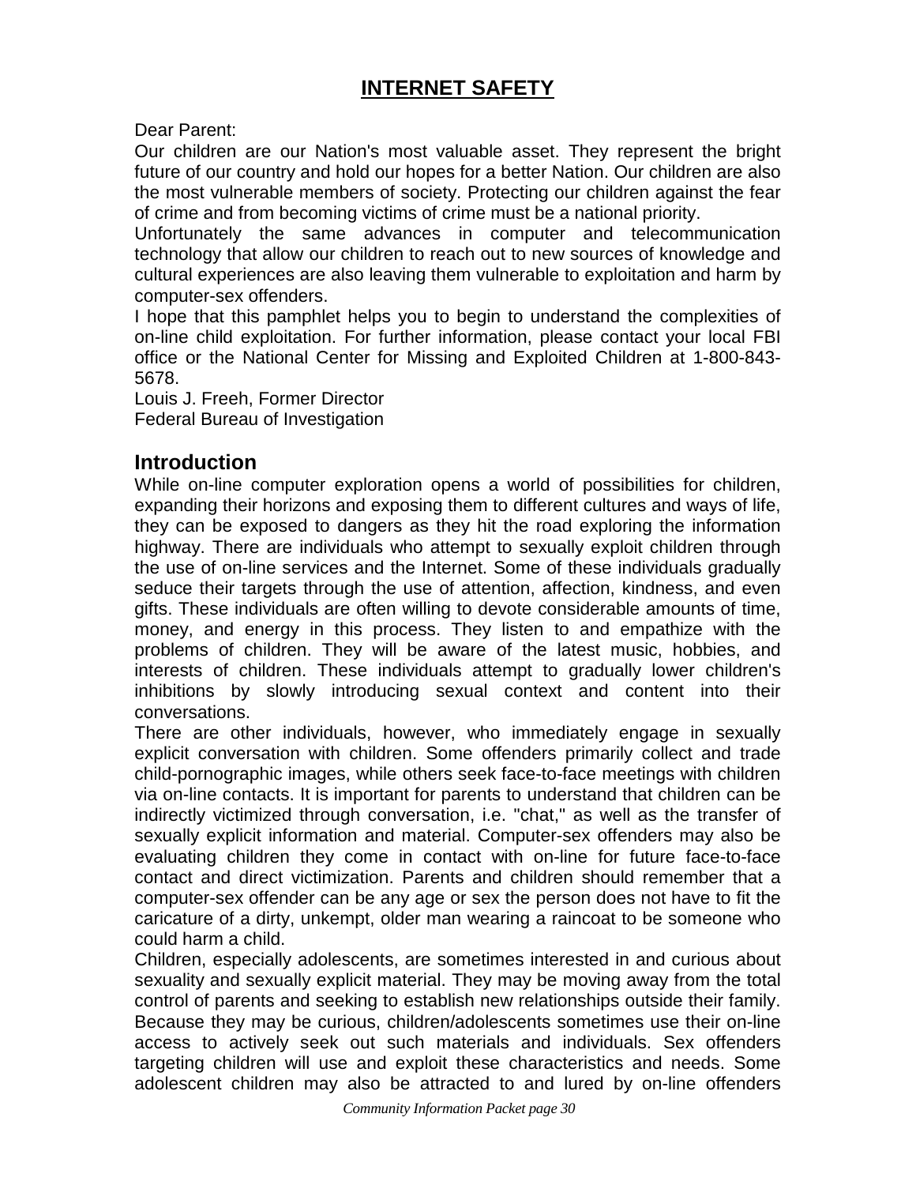## INTERNET SAFETY

Dear Parent:

Our children are our Nation's most valuable asset. They represent the bright future of our country and hold our hopes for a better Nation. Our children are also the most vulnerable members of society. Protecting our children against the fear of crime and from becoming victims of crime must be a national priority.

Unfortunately the same advances in computer and telecommunication technology that allow our children to reach out to new sources of knowledge and cultural experiences are also leaving them vulnerable to exploitation and harm by computer-sex offenders.

I hope that this pamphlet helps you to begin to understand the complexities of on-line child exploitation. For further information, please contact your local FBI office or the National Center for Missing and Exploited Children at 1-800-843-5678.

Louis J. Freeh, Former Director
Federal Bureau of Investigation

### Introduction

While on-line computer exploration opens a world of possibilities for children, expanding their horizons and exposing them to different cultures and ways of life, they can be exposed to dangers as they hit the road exploring the information highway. There are individuals who attempt to sexually exploit children through the use of on-line services and the Internet. Some of these individuals gradually seduce their targets through the use of attention, affection, kindness, and even gifts. These individuals are often willing to devote considerable amounts of time, money, and energy in this process. They listen to and empathize with the problems of children. They will be aware of the latest music, hobbies, and interests of children. These individuals attempt to gradually lower children's inhibitions by slowly introducing sexual context and content into their conversations.

There are other individuals, however, who immediately engage in sexually explicit conversation with children. Some offenders primarily collect and trade child-pornographic images, while others seek face-to-face meetings with children via on-line contacts. It is important for parents to understand that children can be indirectly victimized through conversation, i.e. "chat," as well as the transfer of sexually explicit information and material. Computer-sex offenders may also be evaluating children they come in contact with on-line for future face-to-face contact and direct victimization. Parents and children should remember that a computer-sex offender can be any age or sex the person does not have to fit the caricature of a dirty, unkempt, older man wearing a raincoat to be someone who could harm a child.

Children, especially adolescents, are sometimes interested in and curious about sexuality and sexually explicit material. They may be moving away from the total control of parents and seeking to establish new relationships outside their family. Because they may be curious, children/adolescents sometimes use their on-line access to actively seek out such materials and individuals. Sex offenders targeting children will use and exploit these characteristics and needs. Some adolescent children may also be attracted to and lured by on-line offenders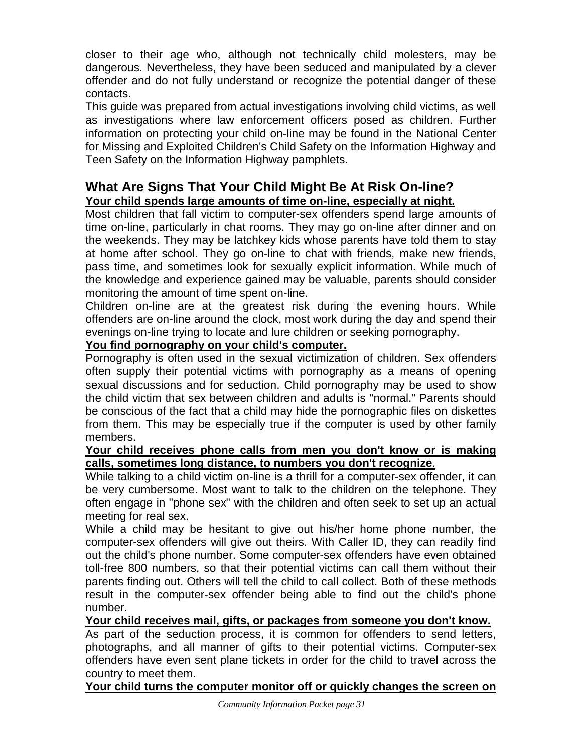closer to their age who, although not technically child molesters, may be dangerous. Nevertheless, they have been seduced and manipulated by a clever offender and do not fully understand or recognize the potential danger of these contacts.

This guide was prepared from actual investigations involving child victims, as well as investigations where law enforcement officers posed as children. Further information on protecting your child on-line may be found in the National Center for Missing and Exploited Children's Child Safety on the Information Highway and Teen Safety on the Information Highway pamphlets.

## What Are Signs That Your Child Might Be At Risk On-line?

**Your child spends large amounts of time on-line, especially at night.**

Most children that fall victim to computer-sex offenders spend large amounts of time on-line, particularly in chat rooms. They may go on-line after dinner and on the weekends. They may be latchkey kids whose parents have told them to stay at home after school. They go on-line to chat with friends, make new friends, pass time, and sometimes look for sexually explicit information. While much of the knowledge and experience gained may be valuable, parents should consider monitoring the amount of time spent on-line.

Children on-line are at the greatest risk during the evening hours. While offenders are on-line around the clock, most work during the day and spend their evenings on-line trying to locate and lure children or seeking pornography.

**You find pornography on your child's computer.**

Pornography is often used in the sexual victimization of children. Sex offenders often supply their potential victims with pornography as a means of opening sexual discussions and for seduction. Child pornography may be used to show the child victim that sex between children and adults is "normal." Parents should be conscious of the fact that a child may hide the pornographic files on diskettes from them. This may be especially true if the computer is used by other family members.

**Your child receives phone calls from men you don't know or is making calls, sometimes long distance, to numbers you don't recognize.**

While talking to a child victim on-line is a thrill for a computer-sex offender, it can be very cumbersome. Most want to talk to the children on the telephone. They often engage in "phone sex" with the children and often seek to set up an actual meeting for real sex.

While a child may be hesitant to give out his/her home phone number, the computer-sex offenders will give out theirs. With Caller ID, they can readily find out the child's phone number. Some computer-sex offenders have even obtained toll-free 800 numbers, so that their potential victims can call them without their parents finding out. Others will tell the child to call collect. Both of these methods result in the computer-sex offender being able to find out the child's phone number.

**Your child receives mail, gifts, or packages from someone you don't know.**

As part of the seduction process, it is common for offenders to send letters, photographs, and all manner of gifts to their potential victims. Computer-sex offenders have even sent plane tickets in order for the child to travel across the country to meet them.

**Your child turns the computer monitor off or quickly changes the screen on**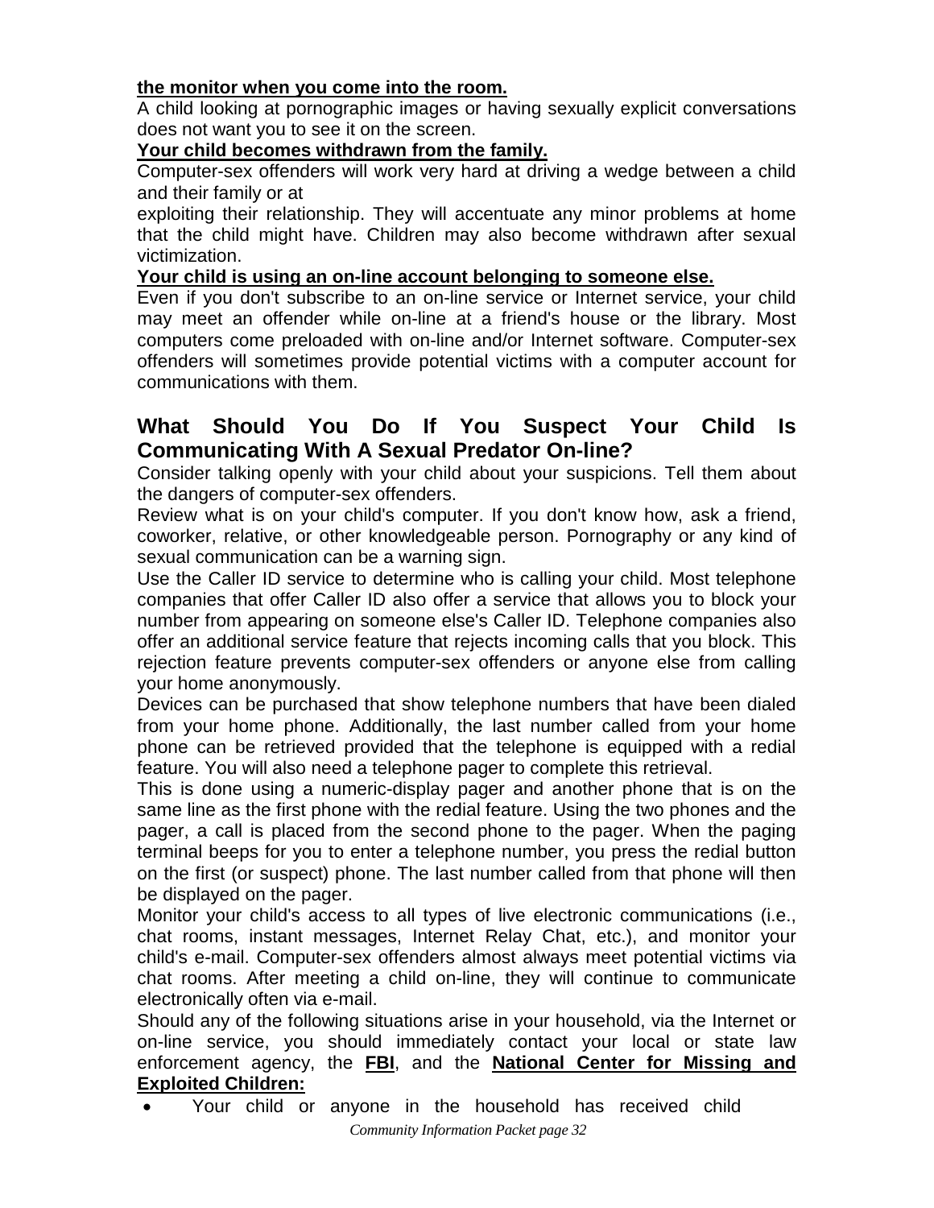**the monitor when you come into the room.**

A child looking at pornographic images or having sexually explicit conversations does not want you to see it on the screen.

**Your child becomes withdrawn from the family.**

Computer-sex offenders will work very hard at driving a wedge between a child and their family or at

exploiting their relationship. They will accentuate any minor problems at home that the child might have. Children may also become withdrawn after sexual victimization.

**Your child is using an on-line account belonging to someone else.**

Even if you don't subscribe to an on-line service or Internet service, your child may meet an offender while on-line at a friend's house or the library. Most computers come preloaded with on-line and/or Internet software. Computer-sex offenders will sometimes provide potential victims with a computer account for communications with them.

## What Should You Do If You Suspect Your Child Is Communicating With A Sexual Predator On-line?

Consider talking openly with your child about your suspicions. Tell them about the dangers of computer-sex offenders.

Review what is on your child's computer. If you don't know how, ask a friend, coworker, relative, or other knowledgeable person. Pornography or any kind of sexual communication can be a warning sign.

Use the Caller ID service to determine who is calling your child. Most telephone companies that offer Caller ID also offer a service that allows you to block your number from appearing on someone else's Caller ID. Telephone companies also offer an additional service feature that rejects incoming calls that you block. This rejection feature prevents computer-sex offenders or anyone else from calling your home anonymously.

Devices can be purchased that show telephone numbers that have been dialed from your home phone. Additionally, the last number called from your home phone can be retrieved provided that the telephone is equipped with a redial feature. You will also need a telephone pager to complete this retrieval.

This is done using a numeric-display pager and another phone that is on the same line as the first phone with the redial feature. Using the two phones and the pager, a call is placed from the second phone to the pager. When the paging terminal beeps for you to enter a telephone number, you press the redial button on the first (or suspect) phone. The last number called from that phone will then be displayed on the pager.

Monitor your child's access to all types of live electronic communications (i.e., chat rooms, instant messages, Internet Relay Chat, etc.), and monitor your child's e-mail. Computer-sex offenders almost always meet potential victims via chat rooms. After meeting a child on-line, they will continue to communicate electronically often via e-mail.

Should any of the following situations arise in your household, via the Internet or on-line service, you should immediately contact your local or state law enforcement agency, the **FBI**, and the **National Center for Missing and Exploited Children:**

- Your child or anyone in the household has received child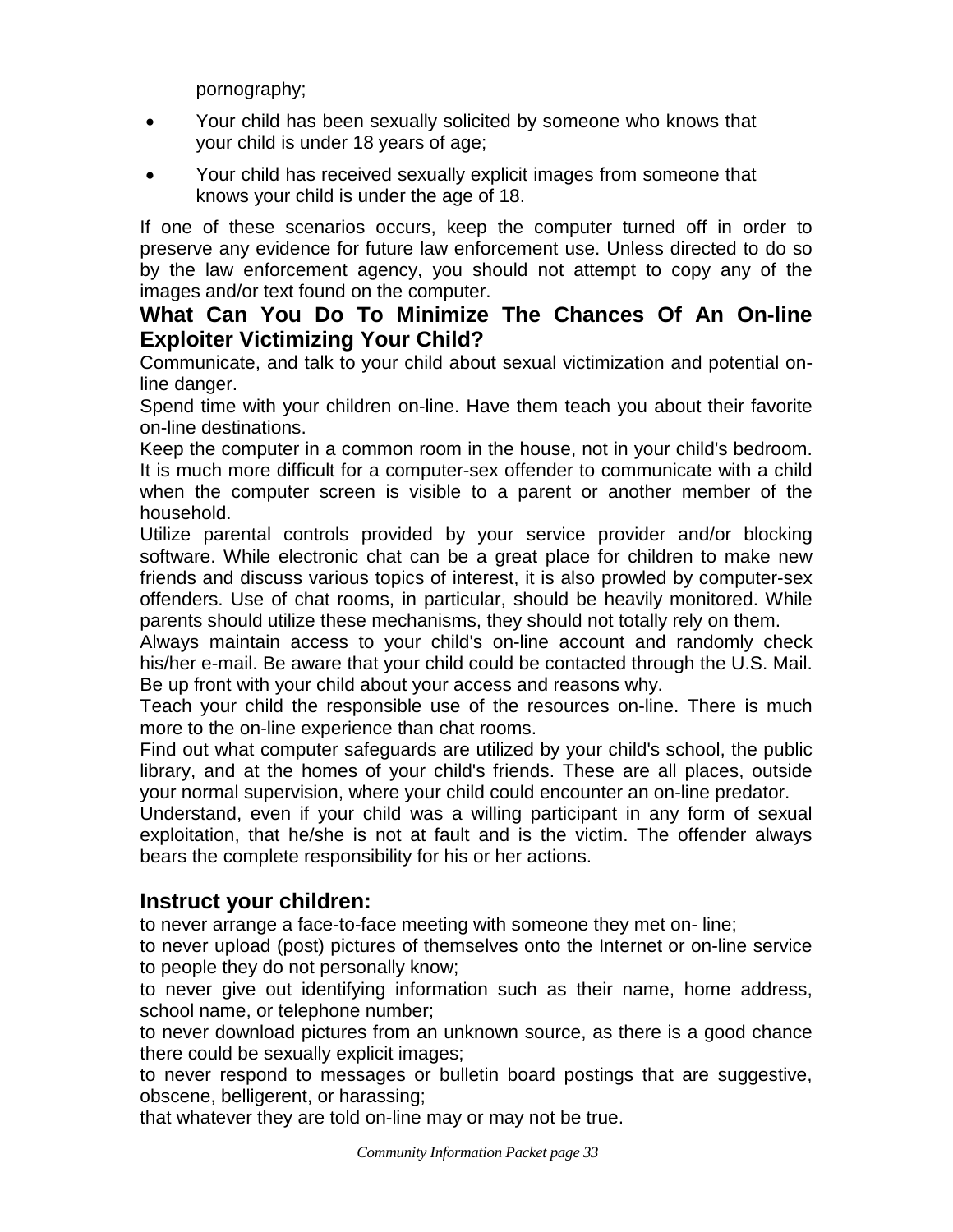pornography;

- Your child has been sexually solicited by someone who knows that your child is under 18 years of age;
- Your child has received sexually explicit images from someone that knows your child is under the age of 18.

If one of these scenarios occurs, keep the computer turned off in order to preserve any evidence for future law enforcement use. Unless directed to do so by the law enforcement agency, you should not attempt to copy any of the images and/or text found on the computer.

## What Can You Do To Minimize The Chances Of An On-line Exploiter Victimizing Your Child?

Communicate, and talk to your child about sexual victimization and potential on-line danger.

Spend time with your children on-line. Have them teach you about their favorite on-line destinations.

Keep the computer in a common room in the house, not in your child's bedroom. It is much more difficult for a computer-sex offender to communicate with a child when the computer screen is visible to a parent or another member of the household.

Utilize parental controls provided by your service provider and/or blocking software. While electronic chat can be a great place for children to make new friends and discuss various topics of interest, it is also prowled by computer-sex offenders. Use of chat rooms, in particular, should be heavily monitored. While parents should utilize these mechanisms, they should not totally rely on them.

Always maintain access to your child's on-line account and randomly check his/her e-mail. Be aware that your child could be contacted through the U.S. Mail. Be up front with your child about your access and reasons why.

Teach your child the responsible use of the resources on-line. There is much more to the on-line experience than chat rooms.

Find out what computer safeguards are utilized by your child's school, the public library, and at the homes of your child's friends. These are all places, outside your normal supervision, where your child could encounter an on-line predator.

Understand, even if your child was a willing participant in any form of sexual exploitation, that he/she is not at fault and is the victim. The offender always bears the complete responsibility for his or her actions.

## Instruct your children:

to never arrange a face-to-face meeting with someone they met on- line;

to never upload (post) pictures of themselves onto the Internet or on-line service to people they do not personally know;

to never give out identifying information such as their name, home address, school name, or telephone number;

to never download pictures from an unknown source, as there is a good chance there could be sexually explicit images;

to never respond to messages or bulletin board postings that are suggestive, obscene, belligerent, or harassing;

that whatever they are told on-line may or may not be true.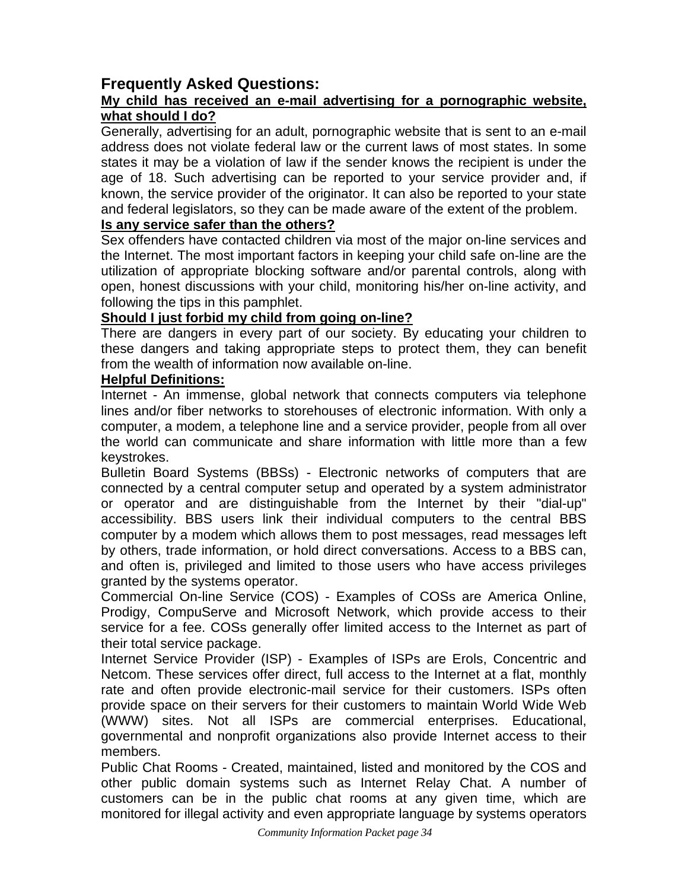## Frequently Asked Questions:

**My child has received an e-mail advertising for a pornographic website, what should I do?**

Generally, advertising for an adult, pornographic website that is sent to an e-mail address does not violate federal law or the current laws of most states. In some states it may be a violation of law if the sender knows the recipient is under the age of 18. Such advertising can be reported to your service provider and, if known, the service provider of the originator. It can also be reported to your state and federal legislators, so they can be made aware of the extent of the problem.

**Is any service safer than the others?**

Sex offenders have contacted children via most of the major on-line services and the Internet. The most important factors in keeping your child safe on-line are the utilization of appropriate blocking software and/or parental controls, along with open, honest discussions with your child, monitoring his/her on-line activity, and following the tips in this pamphlet.

**Should I just forbid my child from going on-line?**

There are dangers in every part of our society. By educating your children to these dangers and taking appropriate steps to protect them, they can benefit from the wealth of information now available on-line.

**Helpful Definitions:**

Internet - An immense, global network that connects computers via telephone lines and/or fiber networks to storehouses of electronic information. With only a computer, a modem, a telephone line and a service provider, people from all over the world can communicate and share information with little more than a few keystrokes.

Bulletin Board Systems (BBSs) - Electronic networks of computers that are connected by a central computer setup and operated by a system administrator or operator and are distinguishable from the Internet by their "dial-up" accessibility. BBS users link their individual computers to the central BBS computer by a modem which allows them to post messages, read messages left by others, trade information, or hold direct conversations. Access to a BBS can, and often is, privileged and limited to those users who have access privileges granted by the systems operator.

Commercial On-line Service (COS) - Examples of COSs are America Online, Prodigy, CompuServe and Microsoft Network, which provide access to their service for a fee. COSs generally offer limited access to the Internet as part of their total service package.

Internet Service Provider (ISP) - Examples of ISPs are Erols, Concentric and Netcom. These services offer direct, full access to the Internet at a flat, monthly rate and often provide electronic-mail service for their customers. ISPs often provide space on their servers for their customers to maintain World Wide Web (WWW) sites. Not all ISPs are commercial enterprises. Educational, governmental and nonprofit organizations also provide Internet access to their members.

Public Chat Rooms - Created, maintained, listed and monitored by the COS and other public domain systems such as Internet Relay Chat. A number of customers can be in the public chat rooms at any given time, which are monitored for illegal activity and even appropriate language by systems operators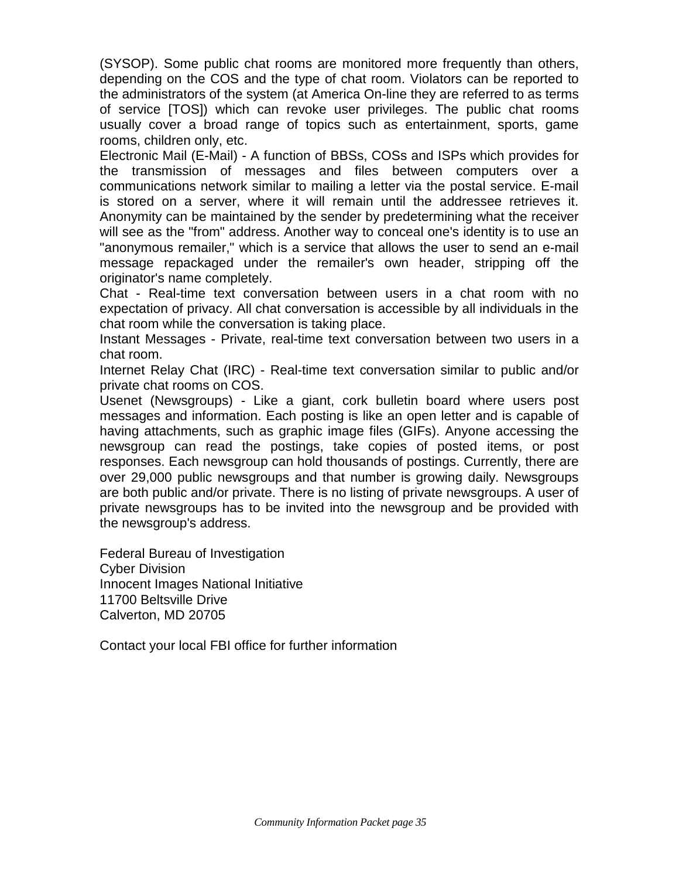(SYSOP). Some public chat rooms are monitored more frequently than others, depending on the COS and the type of chat room. Violators can be reported to the administrators of the system (at America On-line they are referred to as terms of service [TOS]) which can revoke user privileges. The public chat rooms usually cover a broad range of topics such as entertainment, sports, game rooms, children only, etc.

Electronic Mail (E-Mail) - A function of BBSs, COSs and ISPs which provides for the transmission of messages and files between computers over a communications network similar to mailing a letter via the postal service. E-mail is stored on a server, where it will remain until the addressee retrieves it. Anonymity can be maintained by the sender by predetermining what the receiver will see as the "from" address. Another way to conceal one's identity is to use an "anonymous remailer," which is a service that allows the user to send an e-mail message repackaged under the remailer's own header, stripping off the originator's name completely.

Chat - Real-time text conversation between users in a chat room with no expectation of privacy. All chat conversation is accessible by all individuals in the chat room while the conversation is taking place.

Instant Messages - Private, real-time text conversation between two users in a chat room.

Internet Relay Chat (IRC) - Real-time text conversation similar to public and/or private chat rooms on COS.

Usenet (Newsgroups) - Like a giant, cork bulletin board where users post messages and information. Each posting is like an open letter and is capable of having attachments, such as graphic image files (GIFs). Anyone accessing the newsgroup can read the postings, take copies of posted items, or post responses. Each newsgroup can hold thousands of postings. Currently, there are over 29,000 public newsgroups and that number is growing daily. Newsgroups are both public and/or private. There is no listing of private newsgroups. A user of private newsgroups has to be invited into the newsgroup and be provided with the newsgroup's address.

Federal Bureau of Investigation
Cyber Division
Innocent Images National Initiative
11700 Beltsville Drive
Calverton, MD 20705

Contact your local FBI office for further information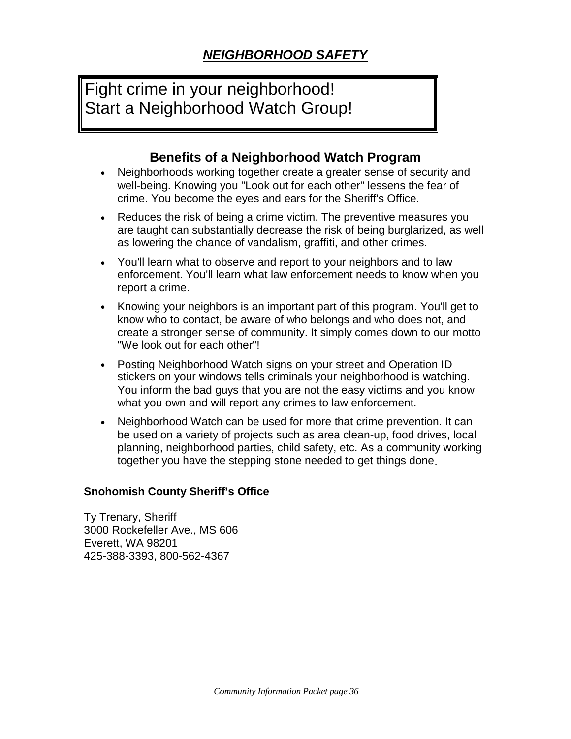## ***NEIGHBORHOOD SAFETY***

Fight crime in your neighborhood!
Start a Neighborhood Watch Group!

### Benefits of a Neighborhood Watch Program

- Neighborhoods working together create a greater sense of security and well-being. Knowing you "Look out for each other" lessens the fear of crime. You become the eyes and ears for the Sheriff's Office.
- Reduces the risk of being a crime victim. The preventive measures you are taught can substantially decrease the risk of being burglarized, as well as lowering the chance of vandalism, graffiti, and other crimes.
- You'll learn what to observe and report to your neighbors and to law enforcement. You'll learn what law enforcement needs to know when you report a crime.
- Knowing your neighbors is an important part of this program. You'll get to know who to contact, be aware of who belongs and who does not, and create a stronger sense of community. It simply comes down to our motto "We look out for each other"!
- Posting Neighborhood Watch signs on your street and Operation ID stickers on your windows tells criminals your neighborhood is watching. You inform the bad guys that you are not the easy victims and you know what you own and will report any crimes to law enforcement.
- Neighborhood Watch can be used for more that crime prevention. It can be used on a variety of projects such as area clean-up, food drives, local planning, neighborhood parties, child safety, etc. As a community working together you have the stepping stone needed to get things done.

**Snohomish County Sheriff's Office**

Ty Trenary, Sheriff
3000 Rockefeller Ave., MS 606
Everett, WA 98201
425-388-3393, 800-562-4367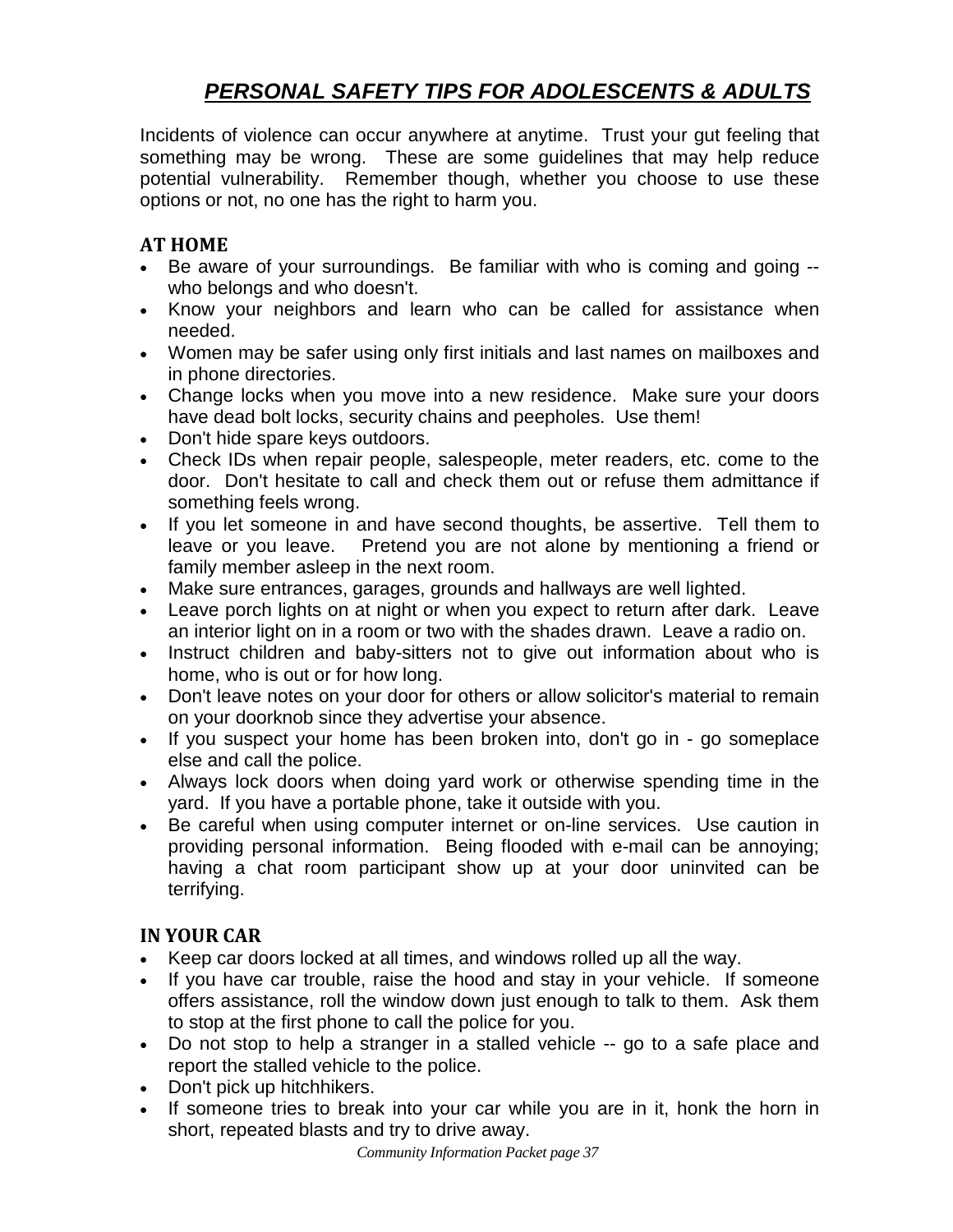# ***PERSONAL SAFETY TIPS FOR ADOLESCENTS & ADULTS***

Incidents of violence can occur anywhere at anytime. Trust your gut feeling that something may be wrong. These are some guidelines that may help reduce potential vulnerability. Remember though, whether you choose to use these options or not, no one has the right to harm you.

## AT HOME

- Be aware of your surroundings. Be familiar with who is coming and going -- who belongs and who doesn't.
- Know your neighbors and learn who can be called for assistance when needed.
- Women may be safer using only first initials and last names on mailboxes and in phone directories.
- Change locks when you move into a new residence. Make sure your doors have dead bolt locks, security chains and peepholes. Use them!
- Don't hide spare keys outdoors.
- Check IDs when repair people, salespeople, meter readers, etc. come to the door. Don't hesitate to call and check them out or refuse them admittance if something feels wrong.
- If you let someone in and have second thoughts, be assertive. Tell them to leave or you leave. Pretend you are not alone by mentioning a friend or family member asleep in the next room.
- Make sure entrances, garages, grounds and hallways are well lighted.
- Leave porch lights on at night or when you expect to return after dark. Leave an interior light on in a room or two with the shades drawn. Leave a radio on.
- Instruct children and baby-sitters not to give out information about who is home, who is out or for how long.
- Don't leave notes on your door for others or allow solicitor's material to remain on your doorknob since they advertise your absence.
- If you suspect your home has been broken into, don't go in - go someplace else and call the police.
- Always lock doors when doing yard work or otherwise spending time in the yard. If you have a portable phone, take it outside with you.
- Be careful when using computer internet or on-line services. Use caution in providing personal information. Being flooded with e-mail can be annoying; having a chat room participant show up at your door uninvited can be terrifying.

## IN YOUR CAR

- Keep car doors locked at all times, and windows rolled up all the way.
- If you have car trouble, raise the hood and stay in your vehicle. If someone offers assistance, roll the window down just enough to talk to them. Ask them to stop at the first phone to call the police for you.
- Do not stop to help a stranger in a stalled vehicle -- go to a safe place and report the stalled vehicle to the police.
- Don't pick up hitchhikers.
- If someone tries to break into your car while you are in it, honk the horn in short, repeated blasts and try to drive away.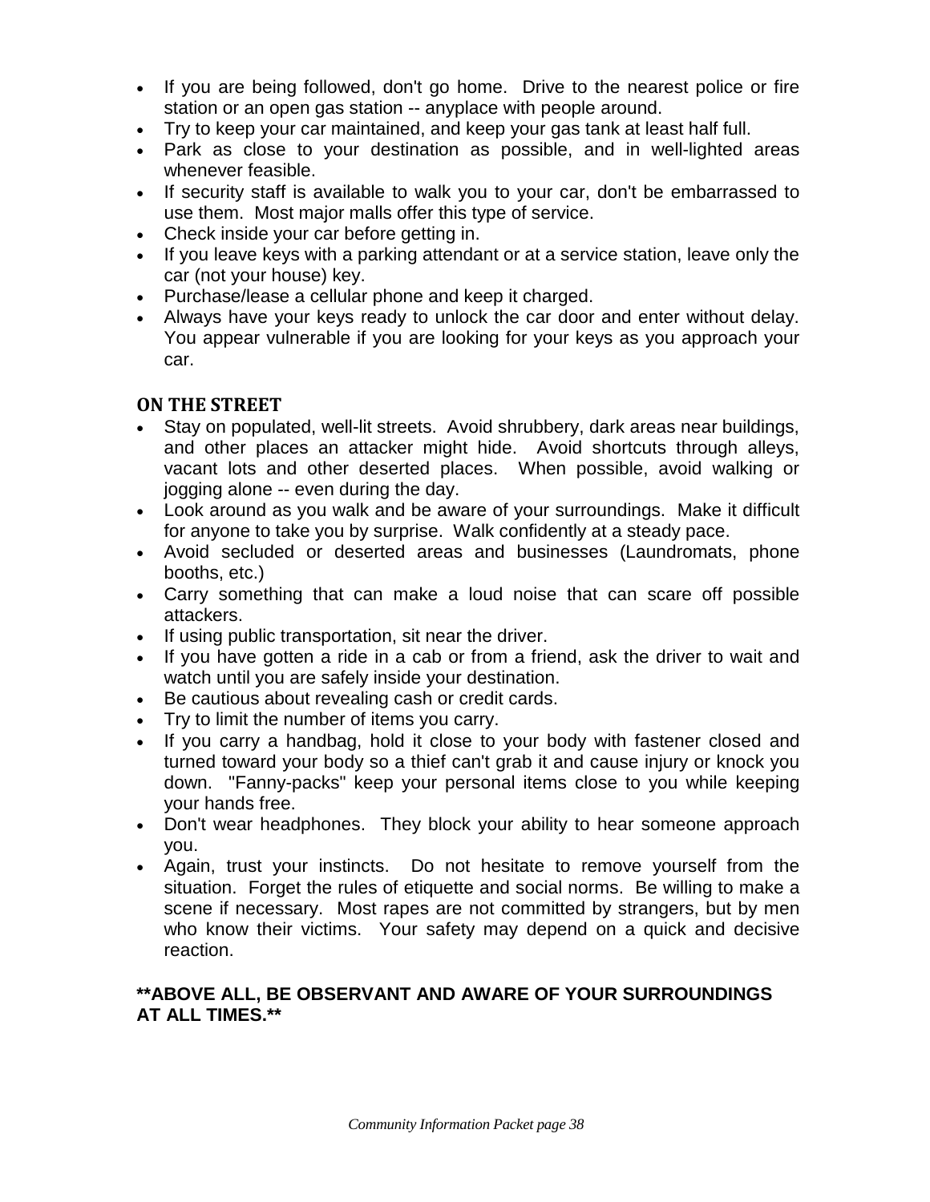- If you are being followed, don't go home. Drive to the nearest police or fire station or an open gas station -- anyplace with people around.
- Try to keep your car maintained, and keep your gas tank at least half full.
- Park as close to your destination as possible, and in well-lighted areas whenever feasible.
- If security staff is available to walk you to your car, don't be embarrassed to use them. Most major malls offer this type of service.
- Check inside your car before getting in.
- If you leave keys with a parking attendant or at a service station, leave only the car (not your house) key.
- Purchase/lease a cellular phone and keep it charged.
- Always have your keys ready to unlock the car door and enter without delay. You appear vulnerable if you are looking for your keys as you approach your car.

## ON THE STREET

- Stay on populated, well-lit streets. Avoid shrubbery, dark areas near buildings, and other places an attacker might hide. Avoid shortcuts through alleys, vacant lots and other deserted places. When possible, avoid walking or jogging alone -- even during the day.
- Look around as you walk and be aware of your surroundings. Make it difficult for anyone to take you by surprise. Walk confidently at a steady pace.
- Avoid secluded or deserted areas and businesses (Laundromats, phone booths, etc.)
- Carry something that can make a loud noise that can scare off possible attackers.
- If using public transportation, sit near the driver.
- If you have gotten a ride in a cab or from a friend, ask the driver to wait and watch until you are safely inside your destination.
- Be cautious about revealing cash or credit cards.
- Try to limit the number of items you carry.
- If you carry a handbag, hold it close to your body with fastener closed and turned toward your body so a thief can't grab it and cause injury or knock you down. "Fanny-packs" keep your personal items close to you while keeping your hands free.
- Don't wear headphones. They block your ability to hear someone approach you.
- Again, trust your instincts. Do not hesitate to remove yourself from the situation. Forget the rules of etiquette and social norms. Be willing to make a scene if necessary. Most rapes are not committed by strangers, but by men who know their victims. Your safety may depend on a quick and decisive reaction.

**\*\*ABOVE ALL, BE OBSERVANT AND AWARE OF YOUR SURROUNDINGS AT ALL TIMES.\*\***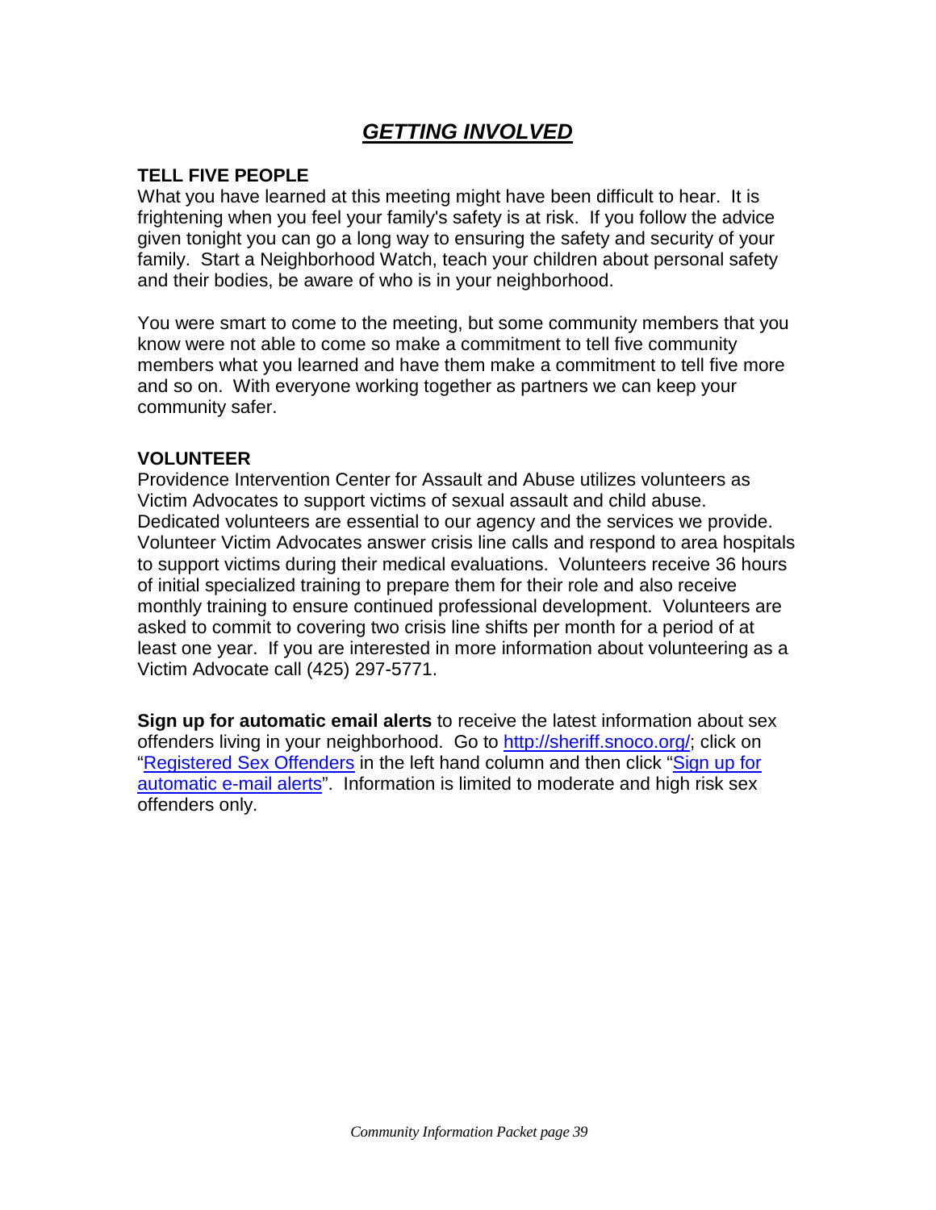# ***GETTING INVOLVED***

**TELL FIVE PEOPLE**

What you have learned at this meeting might have been difficult to hear. It is frightening when you feel your family's safety is at risk. If you follow the advice given tonight you can go a long way to ensuring the safety and security of your family. Start a Neighborhood Watch, teach your children about personal safety and their bodies, be aware of who is in your neighborhood.

You were smart to come to the meeting, but some community members that you know were not able to come so make a commitment to tell five community members what you learned and have them make a commitment to tell five more and so on. With everyone working together as partners we can keep your community safer.

**VOLUNTEER**

Providence Intervention Center for Assault and Abuse utilizes volunteers as Victim Advocates to support victims of sexual assault and child abuse. Dedicated volunteers are essential to our agency and the services we provide. Volunteer Victim Advocates answer crisis line calls and respond to area hospitals to support victims during their medical evaluations. Volunteers receive 36 hours of initial specialized training to prepare them for their role and also receive monthly training to ensure continued professional development. Volunteers are asked to commit to covering two crisis line shifts per month for a period of at least one year. If you are interested in more information about volunteering as a Victim Advocate call (425) 297-5771.

**Sign up for automatic email alerts** to receive the latest information about sex offenders living in your neighborhood. Go to http://sheriff.snoco.org/; click on "Registered Sex Offenders in the left hand column and then click "Sign up for automatic e-mail alerts". Information is limited to moderate and high risk sex offenders only.